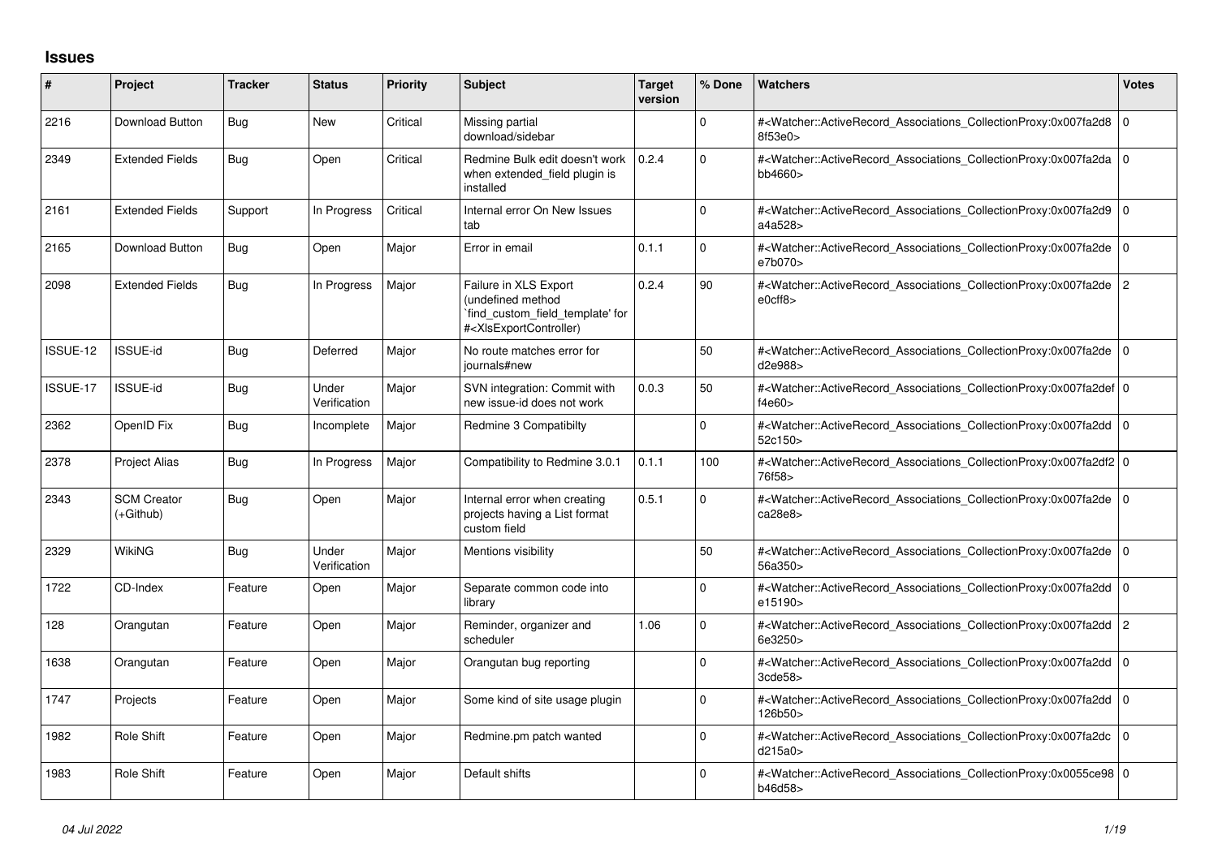## Issues

| # | Project | Tracker | Status | Priority | Subject | Target version | % Done | Watchers | Votes |
|---|---|---|---|---|---|---|---|---|---|
| 2216 | Download Button | Bug | New | Critical | Missing partial download/sidebar | | 0 | #<Watcher::ActiveRecord_Associations_CollectionProxy:0x007fa2d88f53e0> | 0 |
| 2349 | Extended Fields | Bug | Open | Critical | Redmine Bulk edit doesn't work when extended_field plugin is installed | 0.2.4 | 0 | #<Watcher::ActiveRecord_Associations_CollectionProxy:0x007fa2dabb4660> | 0 |
| 2161 | Extended Fields | Support | In Progress | Critical | Internal error On New Issues tab | | 0 | #<Watcher::ActiveRecord_Associations_CollectionProxy:0x007fa2d9a4a528> | 0 |
| 2165 | Download Button | Bug | Open | Major | Error in email | 0.1.1 | 0 | #<Watcher::ActiveRecord_Associations_CollectionProxy:0x007fa2dee7b070> | 0 |
| 2098 | Extended Fields | Bug | In Progress | Major | Failure in XLS Export (undefined method `find_custom_field_template' for #<XlsExportController) | 0.2.4 | 90 | #<Watcher::ActiveRecord_Associations_CollectionProxy:0x007fa2dee0cff8> | 2 |
| ISSUE-12 | ISSUE-id | Bug | Deferred | Major | No route matches error for journals#new | | 50 | #<Watcher::ActiveRecord_Associations_CollectionProxy:0x007fa2ded2e988> | 0 |
| ISSUE-17 | ISSUE-id | Bug | Under Verification | Major | SVN integration: Commit with new issue-id does not work | 0.0.3 | 50 | #<Watcher::ActiveRecord_Associations_CollectionProxy:0x007fa2deff4e60> | 0 |
| 2362 | OpenID Fix | Bug | Incomplete | Major | Redmine 3 Compatibilty | | 0 | #<Watcher::ActiveRecord_Associations_CollectionProxy:0x007fa2dd52c150> | 0 |
| 2378 | Project Alias | Bug | In Progress | Major | Compatibility to Redmine 3.0.1 | 0.1.1 | 100 | #<Watcher::ActiveRecord_Associations_CollectionProxy:0x007fa2df276f58> | 0 |
| 2343 | SCM Creator (+Github) | Bug | Open | Major | Internal error when creating projects having a List format custom field | 0.5.1 | 0 | #<Watcher::ActiveRecord_Associations_CollectionProxy:0x007fa2deca28e8> | 0 |
| 2329 | WikiNG | Bug | Under Verification | Major | Mentions visibility | | 50 | #<Watcher::ActiveRecord_Associations_CollectionProxy:0x007fa2de56a350> | 0 |
| 1722 | CD-Index | Feature | Open | Major | Separate common code into library | | 0 | #<Watcher::ActiveRecord_Associations_CollectionProxy:0x007fa2dde15190> | 0 |
| 128 | Orangutan | Feature | Open | Major | Reminder, organizer and scheduler | 1.06 | 0 | #<Watcher::ActiveRecord_Associations_CollectionProxy:0x007fa2dd6e3250> | 2 |
| 1638 | Orangutan | Feature | Open | Major | Orangutan bug reporting | | 0 | #<Watcher::ActiveRecord_Associations_CollectionProxy:0x007fa2dd3cde58> | 0 |
| 1747 | Projects | Feature | Open | Major | Some kind of site usage plugin | | 0 | #<Watcher::ActiveRecord_Associations_CollectionProxy:0x007fa2dd126b50> | 0 |
| 1982 | Role Shift | Feature | Open | Major | Redmine.pm patch wanted | | 0 | #<Watcher::ActiveRecord_Associations_CollectionProxy:0x007fa2dcd215a0> | 0 |
| 1983 | Role Shift | Feature | Open | Major | Default shifts | | 0 | #<Watcher::ActiveRecord_Associations_CollectionProxy:0x0055ce98b46d58> | 0 |

*04 Jul 2022*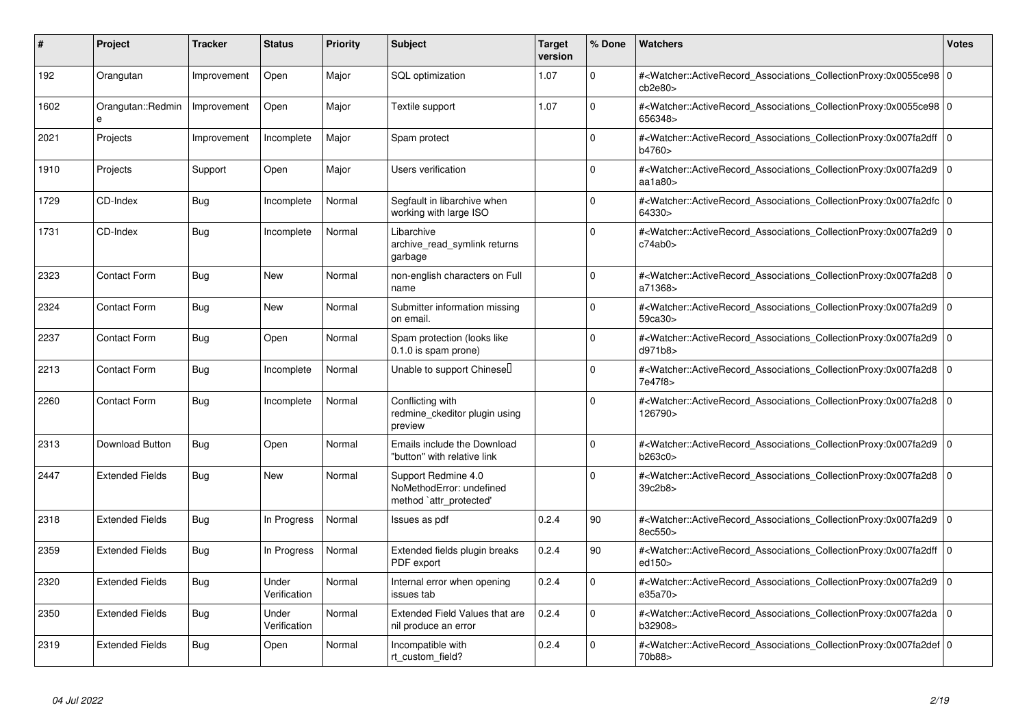| # | Project | Tracker | Status | Priority | Subject | Target version | % Done | Watchers | Votes |
|---|---|---|---|---|---|---|---|---|---|
| 192 | Orangutan | Improvement | Open | Major | SQL optimization | 1.07 | 0 | #<Watcher::ActiveRecord_Associations_CollectionProxy:0x0055ce98cb2e80> | 0 |
| 1602 | Orangutan::Redmine | Improvement | Open | Major | Textile support | 1.07 | 0 | #<Watcher::ActiveRecord_Associations_CollectionProxy:0x0055ce98656348> | 0 |
| 2021 | Projects | Improvement | Incomplete | Major | Spam protect | | 0 | #<Watcher::ActiveRecord_Associations_CollectionProxy:0x007fa2dffb4760> | 0 |
| 1910 | Projects | Support | Open | Major | Users verification | | 0 | #<Watcher::ActiveRecord_Associations_CollectionProxy:0x007fa2d9aa1a80> | 0 |
| 1729 | CD-Index | Bug | Incomplete | Normal | Segfault in libarchive when working with large ISO | | 0 | #<Watcher::ActiveRecord_Associations_CollectionProxy:0x007fa2dfc64330> | 0 |
| 1731 | CD-Index | Bug | Incomplete | Normal | Libarchive archive_read_symlink returns garbage | | 0 | #<Watcher::ActiveRecord_Associations_CollectionProxy:0x007fa2d9c74ab0> | 0 |
| 2323 | Contact Form | Bug | New | Normal | non-english characters on Full name | | 0 | #<Watcher::ActiveRecord_Associations_CollectionProxy:0x007fa2d8a71368> | 0 |
| 2324 | Contact Form | Bug | New | Normal | Submitter information missing on email. | | 0 | #<Watcher::ActiveRecord_Associations_CollectionProxy:0x007fa2d959ca30> | 0 |
| 2237 | Contact Form | Bug | Open | Normal | Spam protection (looks like 0.1.0 is spam prone) | | 0 | #<Watcher::ActiveRecord_Associations_CollectionProxy:0x007fa2d9d971b8> | 0 |
| 2213 | Contact Form | Bug | Incomplete | Normal | Unable to support Chinese | | 0 | #<Watcher::ActiveRecord_Associations_CollectionProxy:0x007fa2d87e47f8> | 0 |
| 2260 | Contact Form | Bug | Incomplete | Normal | Conflicting with redmine_ckeditor plugin using preview | | 0 | #<Watcher::ActiveRecord_Associations_CollectionProxy:0x007fa2d8126790> | 0 |
| 2313 | Download Button | Bug | Open | Normal | Emails include the Download "button" with relative link | | 0 | #<Watcher::ActiveRecord_Associations_CollectionProxy:0x007fa2d9b263c0> | 0 |
| 2447 | Extended Fields | Bug | New | Normal | Support Redmine 4.0 NoMethodError: undefined method `attr_protected' | | 0 | #<Watcher::ActiveRecord_Associations_CollectionProxy:0x007fa2d839c2b8> | 0 |
| 2318 | Extended Fields | Bug | In Progress | Normal | Issues as pdf | 0.2.4 | 90 | #<Watcher::ActiveRecord_Associations_CollectionProxy:0x007fa2d98ec550> | 0 |
| 2359 | Extended Fields | Bug | In Progress | Normal | Extended fields plugin breaks PDF export | 0.2.4 | 90 | #<Watcher::ActiveRecord_Associations_CollectionProxy:0x007fa2dffed150> | 0 |
| 2320 | Extended Fields | Bug | Under Verification | Normal | Internal error when opening issues tab | 0.2.4 | 0 | #<Watcher::ActiveRecord_Associations_CollectionProxy:0x007fa2d9e35a70> | 0 |
| 2350 | Extended Fields | Bug | Under Verification | Normal | Extended Field Values that are nil produce an error | 0.2.4 | 0 | #<Watcher::ActiveRecord_Associations_CollectionProxy:0x007fa2dab32908> | 0 |
| 2319 | Extended Fields | Bug | Open | Normal | Incompatible with rt_custom_field? | 0.2.4 | 0 | #<Watcher::ActiveRecord_Associations_CollectionProxy:0x007fa2def70b88> | 0 |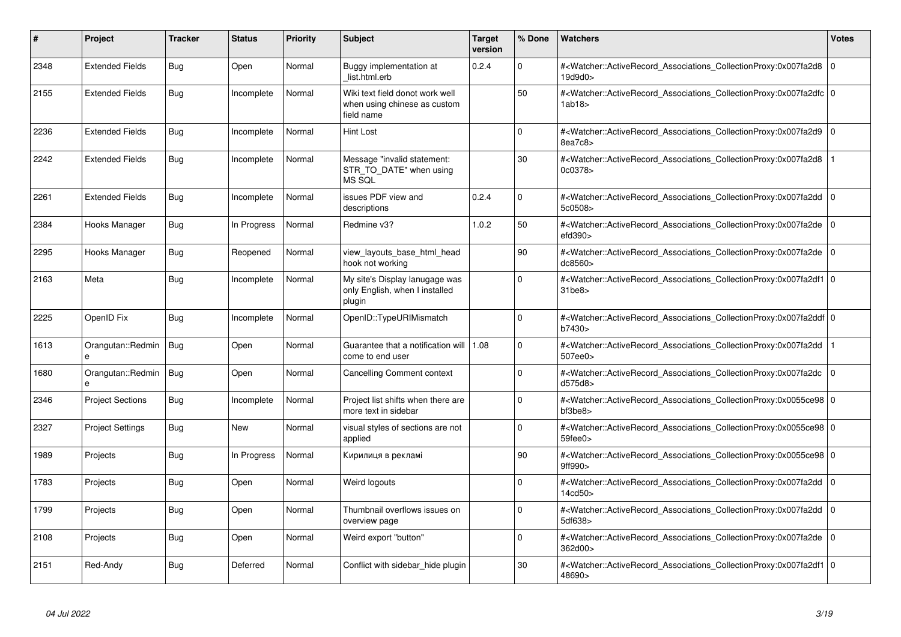| # | Project | Tracker | Status | Priority | Subject | Target version | % Done | Watchers | Votes |
|---|---|---|---|---|---|---|---|---|---|
| 2348 | Extended Fields | Bug | Open | Normal | Buggy implementation at _list.html.erb | 0.2.4 | 0 | #<Watcher::ActiveRecord_Associations_CollectionProxy:0x007fa2d819d9d0> | 0 |
| 2155 | Extended Fields | Bug | Incomplete | Normal | Wiki text field donot work well when using chinese as custom field name | | 50 | #<Watcher::ActiveRecord_Associations_CollectionProxy:0x007fa2dfc1ab18> | 0 |
| 2236 | Extended Fields | Bug | Incomplete | Normal | Hint Lost | | 0 | #<Watcher::ActiveRecord_Associations_CollectionProxy:0x007fa2d98ea7c8> | 0 |
| 2242 | Extended Fields | Bug | Incomplete | Normal | Message "invalid statement: STR_TO_DATE" when using MS SQL | | 30 | #<Watcher::ActiveRecord_Associations_CollectionProxy:0x007fa2d80c0378> | 1 |
| 2261 | Extended Fields | Bug | Incomplete | Normal | issues PDF view and descriptions | 0.2.4 | 0 | #<Watcher::ActiveRecord_Associations_CollectionProxy:0x007fa2dd5c0508> | 0 |
| 2384 | Hooks Manager | Bug | In Progress | Normal | Redmine v3? | 1.0.2 | 50 | #<Watcher::ActiveRecord_Associations_CollectionProxy:0x007fa2deefd390> | 0 |
| 2295 | Hooks Manager | Bug | Reopened | Normal | view_layouts_base_html_head hook not working | | 90 | #<Watcher::ActiveRecord_Associations_CollectionProxy:0x007fa2dedc8560> | 0 |
| 2163 | Meta | Bug | Incomplete | Normal | My site's Display lanugage was only English, when I installed plugin | | 0 | #<Watcher::ActiveRecord_Associations_CollectionProxy:0x007fa2df131be8> | 0 |
| 2225 | OpenID Fix | Bug | Incomplete | Normal | OpenID::TypeURIMismatch | | 0 | #<Watcher::ActiveRecord_Associations_CollectionProxy:0x007fa2ddfb7430> | 0 |
| 1613 | Orangutan::Redmine | Bug | Open | Normal | Guarantee that a notification will come to end user | 1.08 | 0 | #<Watcher::ActiveRecord_Associations_CollectionProxy:0x007fa2dd507ee0> | 1 |
| 1680 | Orangutan::Redmine | Bug | Open | Normal | Cancelling Comment context | | 0 | #<Watcher::ActiveRecord_Associations_CollectionProxy:0x007fa2dcd575d8> | 0 |
| 2346 | Project Sections | Bug | Incomplete | Normal | Project list shifts when there are more text in sidebar | | 0 | #<Watcher::ActiveRecord_Associations_CollectionProxy:0x0055ce98bf3be8> | 0 |
| 2327 | Project Settings | Bug | New | Normal | visual styles of sections are not applied | | 0 | #<Watcher::ActiveRecord_Associations_CollectionProxy:0x0055ce9859fee0> | 0 |
| 1989 | Projects | Bug | In Progress | Normal | Кирилиця в рекламі | | 90 | #<Watcher::ActiveRecord_Associations_CollectionProxy:0x0055ce989ff990> | 0 |
| 1783 | Projects | Bug | Open | Normal | Weird logouts | | 0 | #<Watcher::ActiveRecord_Associations_CollectionProxy:0x007fa2dd14cd50> | 0 |
| 1799 | Projects | Bug | Open | Normal | Thumbnail overflows issues on overview page | | 0 | #<Watcher::ActiveRecord_Associations_CollectionProxy:0x007fa2dd5df638> | 0 |
| 2108 | Projects | Bug | Open | Normal | Weird export "button" | | 0 | #<Watcher::ActiveRecord_Associations_CollectionProxy:0x007fa2de362d00> | 0 |
| 2151 | Red-Andy | Bug | Deferred | Normal | Conflict with sidebar_hide plugin | | 30 | #<Watcher::ActiveRecord_Associations_CollectionProxy:0x007fa2df148690> | 0 |

*04 Jul 2022*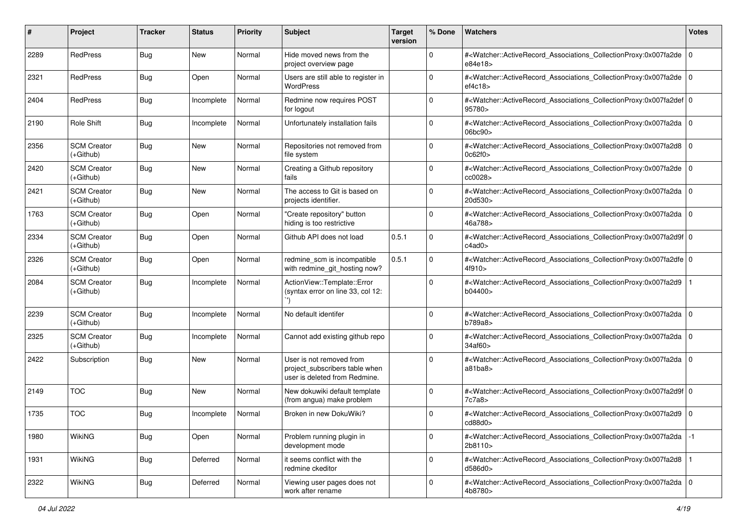| # | Project | Tracker | Status | Priority | Subject | Target version | % Done | Watchers | Votes |
|---|---|---|---|---|---|---|---|---|---|
| 2289 | RedPress | Bug | New | Normal | Hide moved news from the project overview page | | 0 | #<Watcher::ActiveRecord_Associations_CollectionProxy:0x007fa2de e84e18> | 0 |
| 2321 | RedPress | Bug | Open | Normal | Users are still able to register in WordPress | | 0 | #<Watcher::ActiveRecord_Associations_CollectionProxy:0x007fa2de ef4c18> | 0 |
| 2404 | RedPress | Bug | Incomplete | Normal | Redmine now requires POST for logout | | 0 | #<Watcher::ActiveRecord_Associations_CollectionProxy:0x007fa2def 95780> | 0 |
| 2190 | Role Shift | Bug | Incomplete | Normal | Unfortunately installation fails | | 0 | #<Watcher::ActiveRecord_Associations_CollectionProxy:0x007fa2da 06bc90> | 0 |
| 2356 | SCM Creator (+Github) | Bug | New | Normal | Repositories not removed from file system | | 0 | #<Watcher::ActiveRecord_Associations_CollectionProxy:0x007fa2d8 0c62f0> | 0 |
| 2420 | SCM Creator (+Github) | Bug | New | Normal | Creating a Github repository fails | | 0 | #<Watcher::ActiveRecord_Associations_CollectionProxy:0x007fa2de cc0028> | 0 |
| 2421 | SCM Creator (+Github) | Bug | New | Normal | The access to Git is based on projects identifier. | | 0 | #<Watcher::ActiveRecord_Associations_CollectionProxy:0x007fa2da 20d530> | 0 |
| 1763 | SCM Creator (+Github) | Bug | Open | Normal | "Create repository" button hiding is too restrictive | | 0 | #<Watcher::ActiveRecord_Associations_CollectionProxy:0x007fa2da 46a788> | 0 |
| 2334 | SCM Creator (+Github) | Bug | Open | Normal | Github API does not load | 0.5.1 | 0 | #<Watcher::ActiveRecord_Associations_CollectionProxy:0x007fa2d9f c4ad0> | 0 |
| 2326 | SCM Creator (+Github) | Bug | Open | Normal | redmine_scm is incompatible with redmine_git_hosting now? | 0.5.1 | 0 | #<Watcher::ActiveRecord_Associations_CollectionProxy:0x007fa2dfe 4f910> | 0 |
| 2084 | SCM Creator (+Github) | Bug | Incomplete | Normal | ActionView::Template::Error (syntax error on line 33, col 12: ``) | | 0 | #<Watcher::ActiveRecord_Associations_CollectionProxy:0x007fa2d9 b04400> | 1 |
| 2239 | SCM Creator (+Github) | Bug | Incomplete | Normal | No default identifer | | 0 | #<Watcher::ActiveRecord_Associations_CollectionProxy:0x007fa2da b789a8> | 0 |
| 2325 | SCM Creator (+Github) | Bug | Incomplete | Normal | Cannot add existing github repo | | 0 | #<Watcher::ActiveRecord_Associations_CollectionProxy:0x007fa2da 34af60> | 0 |
| 2422 | Subscription | Bug | New | Normal | User is not removed from project_subscribers table when user is deleted from Redmine. | | 0 | #<Watcher::ActiveRecord_Associations_CollectionProxy:0x007fa2da a81ba8> | 0 |
| 2149 | TOC | Bug | New | Normal | New dokuwiki default template (from angua) make problem | | 0 | #<Watcher::ActiveRecord_Associations_CollectionProxy:0x007fa2d9f 7c7a8> | 0 |
| 1735 | TOC | Bug | Incomplete | Normal | Broken in new DokuWiki? | | 0 | #<Watcher::ActiveRecord_Associations_CollectionProxy:0x007fa2d9 cd88d0> | 0 |
| 1980 | WikiNG | Bug | Open | Normal | Problem running plugin in development mode | | 0 | #<Watcher::ActiveRecord_Associations_CollectionProxy:0x007fa2da 2b8110> | -1 |
| 1931 | WikiNG | Bug | Deferred | Normal | it seems conflict with the redmine ckeditor | | 0 | #<Watcher::ActiveRecord_Associations_CollectionProxy:0x007fa2d8 d586d0> | 1 |
| 2322 | WikiNG | Bug | Deferred | Normal | Viewing user pages does not work after rename | | 0 | #<Watcher::ActiveRecord_Associations_CollectionProxy:0x007fa2da 4b8780> | 0 |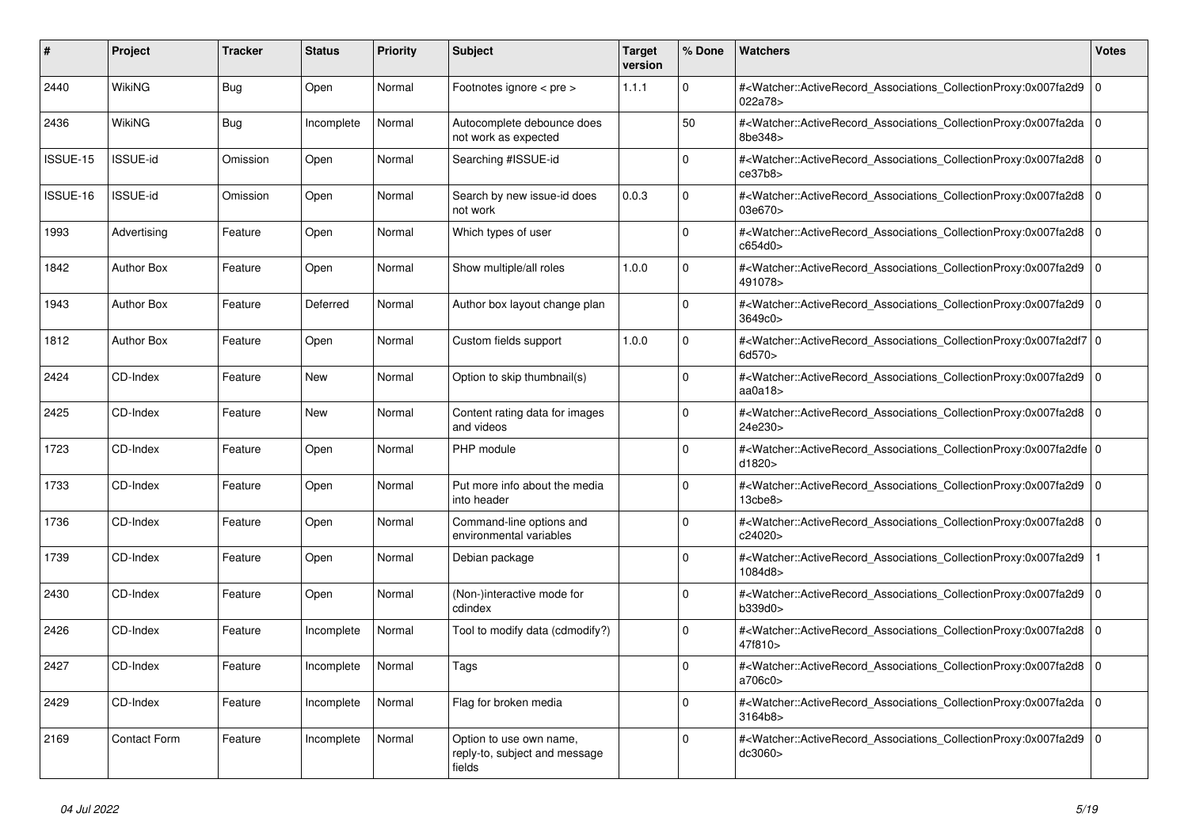| # | Project | Tracker | Status | Priority | Subject | Target version | % Done | Watchers | Votes |
|---|---|---|---|---|---|---|---|---|---|
| 2440 | WikiNG | Bug | Open | Normal | Footnotes ignore < pre > | 1.1.1 | 0 | #<Watcher::ActiveRecord_Associations_CollectionProxy:0x007fa2d9022a78> | 0 |
| 2436 | WikiNG | Bug | Incomplete | Normal | Autocomplete debounce does not work as expected | | 50 | #<Watcher::ActiveRecord_Associations_CollectionProxy:0x007fa2da8be348> | 0 |
| ISSUE-15 | ISSUE-id | Omission | Open | Normal | Searching #ISSUE-id | | 0 | #<Watcher::ActiveRecord_Associations_CollectionProxy:0x007fa2d8ce37b8> | 0 |
| ISSUE-16 | ISSUE-id | Omission | Open | Normal | Search by new issue-id does not work | 0.0.3 | 0 | #<Watcher::ActiveRecord_Associations_CollectionProxy:0x007fa2d803e670> | 0 |
| 1993 | Advertising | Feature | Open | Normal | Which types of user | | 0 | #<Watcher::ActiveRecord_Associations_CollectionProxy:0x007fa2d8c654d0> | 0 |
| 1842 | Author Box | Feature | Open | Normal | Show multiple/all roles | 1.0.0 | 0 | #<Watcher::ActiveRecord_Associations_CollectionProxy:0x007fa2d9491078> | 0 |
| 1943 | Author Box | Feature | Deferred | Normal | Author box layout change plan | | 0 | #<Watcher::ActiveRecord_Associations_CollectionProxy:0x007fa2d93649c0> | 0 |
| 1812 | Author Box | Feature | Open | Normal | Custom fields support | 1.0.0 | 0 | #<Watcher::ActiveRecord_Associations_CollectionProxy:0x007fa2df76d570> | 0 |
| 2424 | CD-Index | Feature | New | Normal | Option to skip thumbnail(s) | | 0 | #<Watcher::ActiveRecord_Associations_CollectionProxy:0x007fa2d9aa0a18> | 0 |
| 2425 | CD-Index | Feature | New | Normal | Content rating data for images and videos | | 0 | #<Watcher::ActiveRecord_Associations_CollectionProxy:0x007fa2d824e230> | 0 |
| 1723 | CD-Index | Feature | Open | Normal | PHP module | | 0 | #<Watcher::ActiveRecord_Associations_CollectionProxy:0x007fa2dfed1820> | 0 |
| 1733 | CD-Index | Feature | Open | Normal | Put more info about the media into header | | 0 | #<Watcher::ActiveRecord_Associations_CollectionProxy:0x007fa2d913cbe8> | 0 |
| 1736 | CD-Index | Feature | Open | Normal | Command-line options and environmental variables | | 0 | #<Watcher::ActiveRecord_Associations_CollectionProxy:0x007fa2d8c24020> | 0 |
| 1739 | CD-Index | Feature | Open | Normal | Debian package | | 0 | #<Watcher::ActiveRecord_Associations_CollectionProxy:0x007fa2d91084d8> | 1 |
| 2430 | CD-Index | Feature | Open | Normal | (Non-)interactive mode for cdindex | | 0 | #<Watcher::ActiveRecord_Associations_CollectionProxy:0x007fa2d9b339d0> | 0 |
| 2426 | CD-Index | Feature | Incomplete | Normal | Tool to modify data (cdmodify?) | | 0 | #<Watcher::ActiveRecord_Associations_CollectionProxy:0x007fa2d847f810> | 0 |
| 2427 | CD-Index | Feature | Incomplete | Normal | Tags | | 0 | #<Watcher::ActiveRecord_Associations_CollectionProxy:0x007fa2d8a706c0> | 0 |
| 2429 | CD-Index | Feature | Incomplete | Normal | Flag for broken media | | 0 | #<Watcher::ActiveRecord_Associations_CollectionProxy:0x007fa2da3164b8> | 0 |
| 2169 | Contact Form | Feature | Incomplete | Normal | Option to use own name, reply-to, subject and message fields | | 0 | #<Watcher::ActiveRecord_Associations_CollectionProxy:0x007fa2d9dc3060> | 0 |

*04 Jul 2022*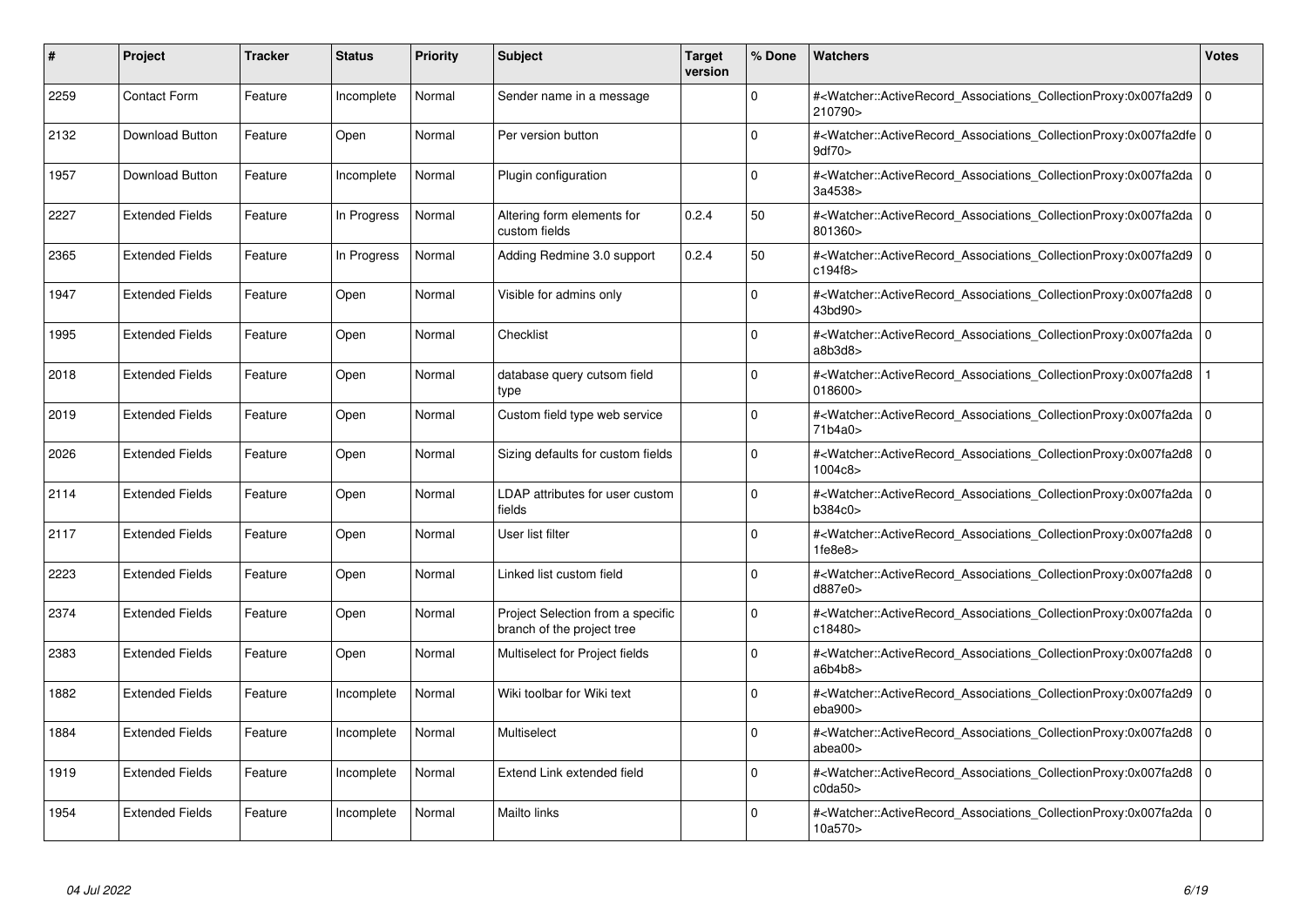| # | Project | Tracker | Status | Priority | Subject | Target version | % Done | Watchers | Votes |
|---|---|---|---|---|---|---|---|---|---|
| 2259 | Contact Form | Feature | Incomplete | Normal | Sender name in a message | | 0 | #<Watcher::ActiveRecord_Associations_CollectionProxy:0x007fa2d9210790> | 0 |
| 2132 | Download Button | Feature | Open | Normal | Per version button | | 0 | #<Watcher::ActiveRecord_Associations_CollectionProxy:0x007fa2dfe9df70> | 0 |
| 1957 | Download Button | Feature | Incomplete | Normal | Plugin configuration | | 0 | #<Watcher::ActiveRecord_Associations_CollectionProxy:0x007fa2da3a4538> | 0 |
| 2227 | Extended Fields | Feature | In Progress | Normal | Altering form elements for custom fields | 0.2.4 | 50 | #<Watcher::ActiveRecord_Associations_CollectionProxy:0x007fa2da801360> | 0 |
| 2365 | Extended Fields | Feature | In Progress | Normal | Adding Redmine 3.0 support | 0.2.4 | 50 | #<Watcher::ActiveRecord_Associations_CollectionProxy:0x007fa2d9c194f8> | 0 |
| 1947 | Extended Fields | Feature | Open | Normal | Visible for admins only | | 0 | #<Watcher::ActiveRecord_Associations_CollectionProxy:0x007fa2d843bd90> | 0 |
| 1995 | Extended Fields | Feature | Open | Normal | Checklist | | 0 | #<Watcher::ActiveRecord_Associations_CollectionProxy:0x007fa2daa8b3d8> | 0 |
| 2018 | Extended Fields | Feature | Open | Normal | database query cutsom field type | | 0 | #<Watcher::ActiveRecord_Associations_CollectionProxy:0x007fa2d8018600> | 1 |
| 2019 | Extended Fields | Feature | Open | Normal | Custom field type web service | | 0 | #<Watcher::ActiveRecord_Associations_CollectionProxy:0x007fa2da71b4a0> | 0 |
| 2026 | Extended Fields | Feature | Open | Normal | Sizing defaults for custom fields | | 0 | #<Watcher::ActiveRecord_Associations_CollectionProxy:0x007fa2d81004c8> | 0 |
| 2114 | Extended Fields | Feature | Open | Normal | LDAP attributes for user custom fields | | 0 | #<Watcher::ActiveRecord_Associations_CollectionProxy:0x007fa2dab384c0> | 0 |
| 2117 | Extended Fields | Feature | Open | Normal | User list filter | | 0 | #<Watcher::ActiveRecord_Associations_CollectionProxy:0x007fa2d81fe8e8> | 0 |
| 2223 | Extended Fields | Feature | Open | Normal | Linked list custom field | | 0 | #<Watcher::ActiveRecord_Associations_CollectionProxy:0x007fa2d8d887e0> | 0 |
| 2374 | Extended Fields | Feature | Open | Normal | Project Selection from a specific branch of the project tree | | 0 | #<Watcher::ActiveRecord_Associations_CollectionProxy:0x007fa2dac18480> | 0 |
| 2383 | Extended Fields | Feature | Open | Normal | Multiselect for Project fields | | 0 | #<Watcher::ActiveRecord_Associations_CollectionProxy:0x007fa2d8a6b4b8> | 0 |
| 1882 | Extended Fields | Feature | Incomplete | Normal | Wiki toolbar for Wiki text | | 0 | #<Watcher::ActiveRecord_Associations_CollectionProxy:0x007fa2d9eba900> | 0 |
| 1884 | Extended Fields | Feature | Incomplete | Normal | Multiselect | | 0 | #<Watcher::ActiveRecord_Associations_CollectionProxy:0x007fa2d8abea00> | 0 |
| 1919 | Extended Fields | Feature | Incomplete | Normal | Extend Link extended field | | 0 | #<Watcher::ActiveRecord_Associations_CollectionProxy:0x007fa2d8c0da50> | 0 |
| 1954 | Extended Fields | Feature | Incomplete | Normal | Mailto links | | 0 | #<Watcher::ActiveRecord_Associations_CollectionProxy:0x007fa2da10a570> | 0 |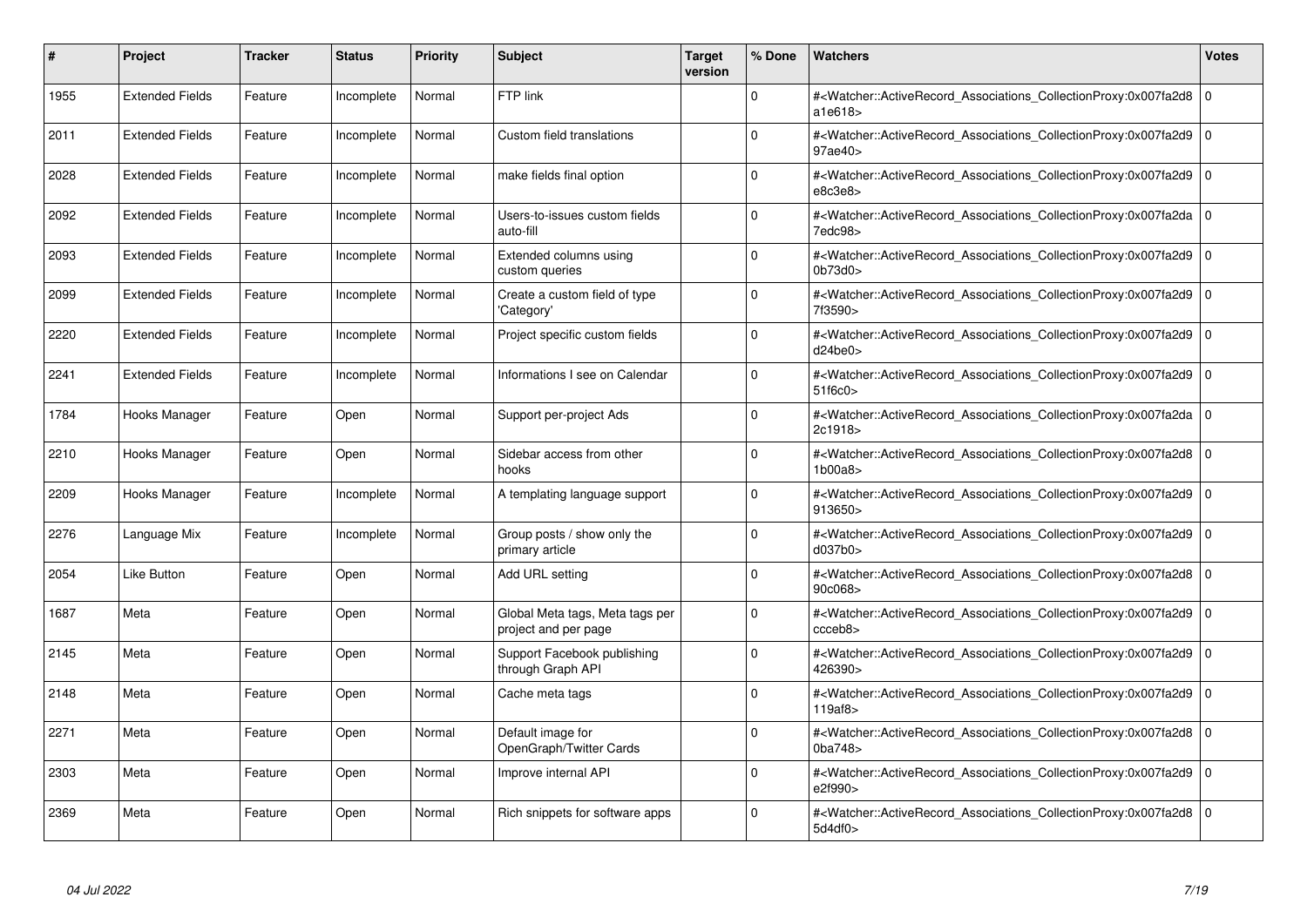| # | Project | Tracker | Status | Priority | Subject | Target version | % Done | Watchers | Votes |
|---|---|---|---|---|---|---|---|---|---|
| 1955 | Extended Fields | Feature | Incomplete | Normal | FTP link | | 0 | #<Watcher::ActiveRecord_Associations_CollectionProxy:0x007fa2d8a1e618> | 0 |
| 2011 | Extended Fields | Feature | Incomplete | Normal | Custom field translations | | 0 | #<Watcher::ActiveRecord_Associations_CollectionProxy:0x007fa2d997ae40> | 0 |
| 2028 | Extended Fields | Feature | Incomplete | Normal | make fields final option | | 0 | #<Watcher::ActiveRecord_Associations_CollectionProxy:0x007fa2d9e8c3e8> | 0 |
| 2092 | Extended Fields | Feature | Incomplete | Normal | Users-to-issues custom fields auto-fill | | 0 | #<Watcher::ActiveRecord_Associations_CollectionProxy:0x007fa2da7edc98> | 0 |
| 2093 | Extended Fields | Feature | Incomplete | Normal | Extended columns using custom queries | | 0 | #<Watcher::ActiveRecord_Associations_CollectionProxy:0x007fa2d90b73d0> | 0 |
| 2099 | Extended Fields | Feature | Incomplete | Normal | Create a custom field of type 'Category' | | 0 | #<Watcher::ActiveRecord_Associations_CollectionProxy:0x007fa2d97f3590> | 0 |
| 2220 | Extended Fields | Feature | Incomplete | Normal | Project specific custom fields | | 0 | #<Watcher::ActiveRecord_Associations_CollectionProxy:0x007fa2d9d24be0> | 0 |
| 2241 | Extended Fields | Feature | Incomplete | Normal | Informations I see on Calendar | | 0 | #<Watcher::ActiveRecord_Associations_CollectionProxy:0x007fa2d951f6c0> | 0 |
| 1784 | Hooks Manager | Feature | Open | Normal | Support per-project Ads | | 0 | #<Watcher::ActiveRecord_Associations_CollectionProxy:0x007fa2da2c1918> | 0 |
| 2210 | Hooks Manager | Feature | Open | Normal | Sidebar access from other hooks | | 0 | #<Watcher::ActiveRecord_Associations_CollectionProxy:0x007fa2d81b00a8> | 0 |
| 2209 | Hooks Manager | Feature | Incomplete | Normal | A templating language support | | 0 | #<Watcher::ActiveRecord_Associations_CollectionProxy:0x007fa2d9913650> | 0 |
| 2276 | Language Mix | Feature | Incomplete | Normal | Group posts / show only the primary article | | 0 | #<Watcher::ActiveRecord_Associations_CollectionProxy:0x007fa2d9d037b0> | 0 |
| 2054 | Like Button | Feature | Open | Normal | Add URL setting | | 0 | #<Watcher::ActiveRecord_Associations_CollectionProxy:0x007fa2d890c068> | 0 |
| 1687 | Meta | Feature | Open | Normal | Global Meta tags, Meta tags per project and per page | | 0 | #<Watcher::ActiveRecord_Associations_CollectionProxy:0x007fa2d9ccceb8> | 0 |
| 2145 | Meta | Feature | Open | Normal | Support Facebook publishing through Graph API | | 0 | #<Watcher::ActiveRecord_Associations_CollectionProxy:0x007fa2d9426390> | 0 |
| 2148 | Meta | Feature | Open | Normal | Cache meta tags | | 0 | #<Watcher::ActiveRecord_Associations_CollectionProxy:0x007fa2d9119af8> | 0 |
| 2271 | Meta | Feature | Open | Normal | Default image for OpenGraph/Twitter Cards | | 0 | #<Watcher::ActiveRecord_Associations_CollectionProxy:0x007fa2d80ba748> | 0 |
| 2303 | Meta | Feature | Open | Normal | Improve internal API | | 0 | #<Watcher::ActiveRecord_Associations_CollectionProxy:0x007fa2d9e2f990> | 0 |
| 2369 | Meta | Feature | Open | Normal | Rich snippets for software apps | | 0 | #<Watcher::ActiveRecord_Associations_CollectionProxy:0x007fa2d85d4df0> | 0 |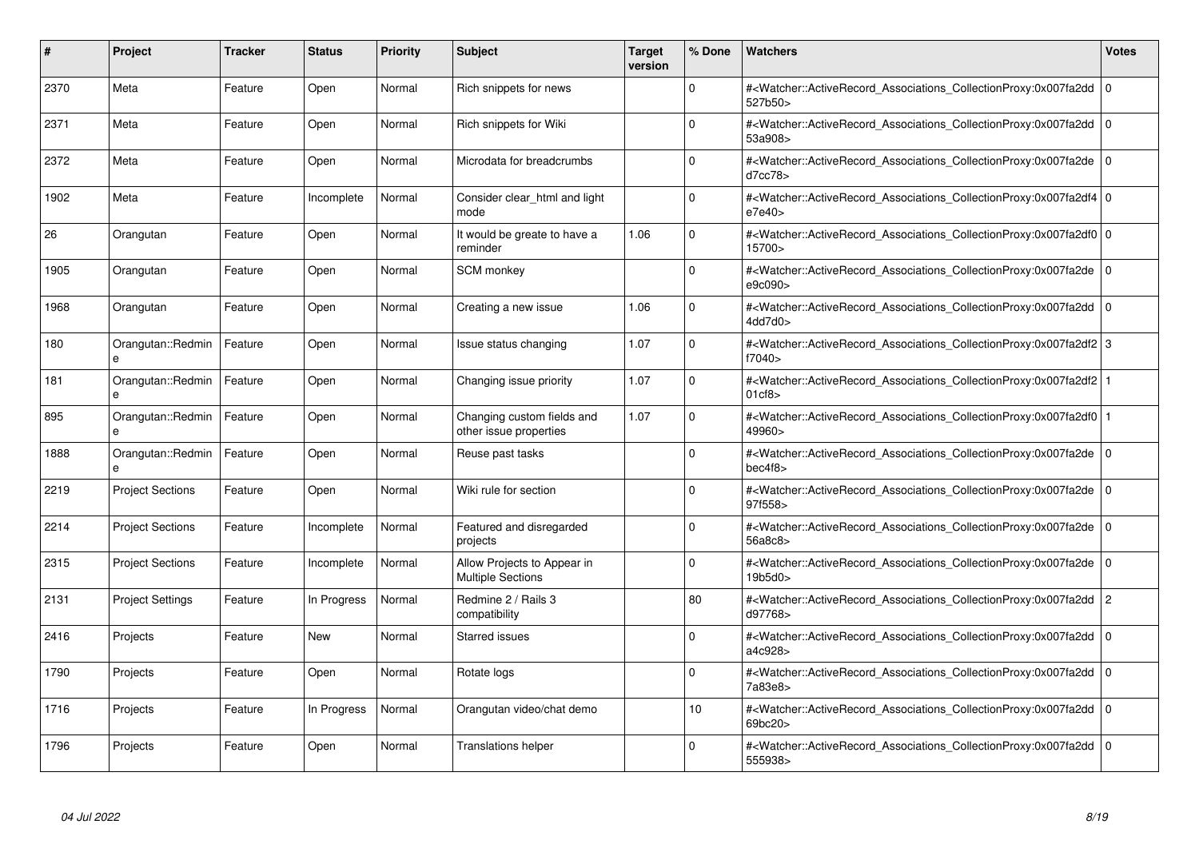| # | Project | Tracker | Status | Priority | Subject | Target version | % Done | Watchers | Votes |
|---|---|---|---|---|---|---|---|---|---|
| 2370 | Meta | Feature | Open | Normal | Rich snippets for news | | 0 | #<Watcher::ActiveRecord_Associations_CollectionProxy:0x007fa2dd527b50> | 0 |
| 2371 | Meta | Feature | Open | Normal | Rich snippets for Wiki | | 0 | #<Watcher::ActiveRecord_Associations_CollectionProxy:0x007fa2dd53a908> | 0 |
| 2372 | Meta | Feature | Open | Normal | Microdata for breadcrumbs | | 0 | #<Watcher::ActiveRecord_Associations_CollectionProxy:0x007fa2ded7cc78> | 0 |
| 1902 | Meta | Feature | Incomplete | Normal | Consider clear_html and light mode | | 0 | #<Watcher::ActiveRecord_Associations_CollectionProxy:0x007fa2df4e7e40> | 0 |
| 26 | Orangutan | Feature | Open | Normal | It would be greate to have a reminder | 1.06 | 0 | #<Watcher::ActiveRecord_Associations_CollectionProxy:0x007fa2df015700> | 0 |
| 1905 | Orangutan | Feature | Open | Normal | SCM monkey | | 0 | #<Watcher::ActiveRecord_Associations_CollectionProxy:0x007fa2dee9c090> | 0 |
| 1968 | Orangutan | Feature | Open | Normal | Creating a new issue | 1.06 | 0 | #<Watcher::ActiveRecord_Associations_CollectionProxy:0x007fa2dd4dd7d0> | 0 |
| 180 | Orangutan::Redmine | Feature | Open | Normal | Issue status changing | 1.07 | 0 | #<Watcher::ActiveRecord_Associations_CollectionProxy:0x007fa2df2f7040> | 3 |
| 181 | Orangutan::Redmine | Feature | Open | Normal | Changing issue priority | 1.07 | 0 | #<Watcher::ActiveRecord_Associations_CollectionProxy:0x007fa2df201cf8> | 1 |
| 895 | Orangutan::Redmine | Feature | Open | Normal | Changing custom fields and other issue properties | 1.07 | 0 | #<Watcher::ActiveRecord_Associations_CollectionProxy:0x007fa2df049960> | 1 |
| 1888 | Orangutan::Redmine | Feature | Open | Normal | Reuse past tasks | | 0 | #<Watcher::ActiveRecord_Associations_CollectionProxy:0x007fa2debec4f8> | 0 |
| 2219 | Project Sections | Feature | Open | Normal | Wiki rule for section | | 0 | #<Watcher::ActiveRecord_Associations_CollectionProxy:0x007fa2de97f558> | 0 |
| 2214 | Project Sections | Feature | Incomplete | Normal | Featured and disregarded projects | | 0 | #<Watcher::ActiveRecord_Associations_CollectionProxy:0x007fa2de56a8c8> | 0 |
| 2315 | Project Sections | Feature | Incomplete | Normal | Allow Projects to Appear in Multiple Sections | | 0 | #<Watcher::ActiveRecord_Associations_CollectionProxy:0x007fa2de19b5d0> | 0 |
| 2131 | Project Settings | Feature | In Progress | Normal | Redmine 2 / Rails 3 compatibility | | 80 | #<Watcher::ActiveRecord_Associations_CollectionProxy:0x007fa2ddd97768> | 2 |
| 2416 | Projects | Feature | New | Normal | Starred issues | | 0 | #<Watcher::ActiveRecord_Associations_CollectionProxy:0x007fa2dda4c928> | 0 |
| 1790 | Projects | Feature | Open | Normal | Rotate logs | | 0 | #<Watcher::ActiveRecord_Associations_CollectionProxy:0x007fa2dd7a83e8> | 0 |
| 1716 | Projects | Feature | In Progress | Normal | Orangutan video/chat demo | | 10 | #<Watcher::ActiveRecord_Associations_CollectionProxy:0x007fa2dd69bc20> | 0 |
| 1796 | Projects | Feature | Open | Normal | Translations helper | | 0 | #<Watcher::ActiveRecord_Associations_CollectionProxy:0x007fa2dd555938> | 0 |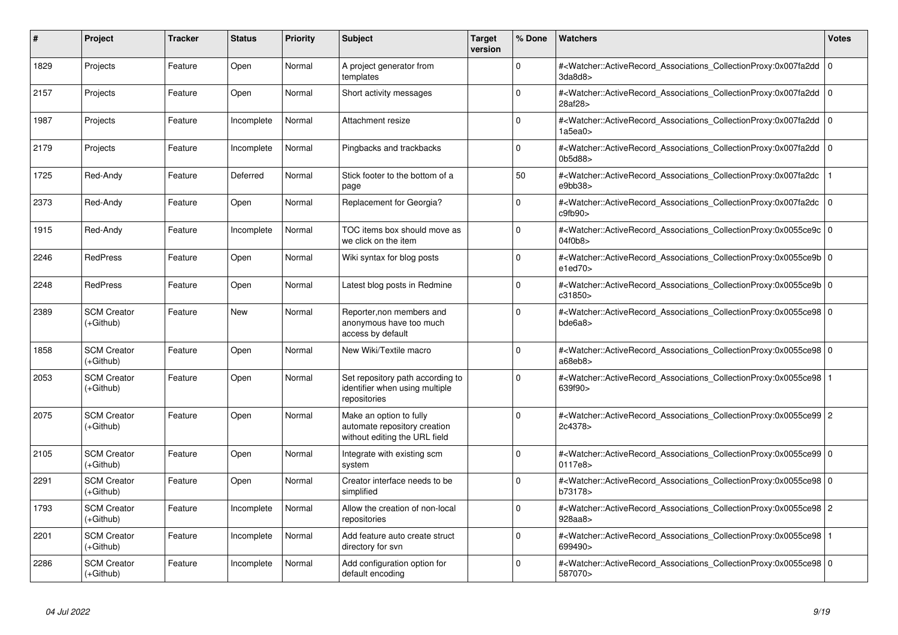| # | Project | Tracker | Status | Priority | Subject | Target version | % Done | Watchers | Votes |
|---|---|---|---|---|---|---|---|---|---|
| 1829 | Projects | Feature | Open | Normal | A project generator from templates | | 0 | #<Watcher::ActiveRecord_Associations_CollectionProxy:0x007fa2dd3da8d8> | 0 |
| 2157 | Projects | Feature | Open | Normal | Short activity messages | | 0 | #<Watcher::ActiveRecord_Associations_CollectionProxy:0x007fa2dd28af28> | 0 |
| 1987 | Projects | Feature | Incomplete | Normal | Attachment resize | | 0 | #<Watcher::ActiveRecord_Associations_CollectionProxy:0x007fa2dd1a5ea0> | 0 |
| 2179 | Projects | Feature | Incomplete | Normal | Pingbacks and trackbacks | | 0 | #<Watcher::ActiveRecord_Associations_CollectionProxy:0x007fa2dd0b5d88> | 0 |
| 1725 | Red-Andy | Feature | Deferred | Normal | Stick footer to the bottom of a page | | 50 | #<Watcher::ActiveRecord_Associations_CollectionProxy:0x007fa2dce9bb38> | 1 |
| 2373 | Red-Andy | Feature | Open | Normal | Replacement for Georgia? | | 0 | #<Watcher::ActiveRecord_Associations_CollectionProxy:0x007fa2dcc9fb90> | 0 |
| 1915 | Red-Andy | Feature | Incomplete | Normal | TOC items box should move as we click on the item | | 0 | #<Watcher::ActiveRecord_Associations_CollectionProxy:0x0055ce9c04f0b8> | 0 |
| 2246 | RedPress | Feature | Open | Normal | Wiki syntax for blog posts | | 0 | #<Watcher::ActiveRecord_Associations_CollectionProxy:0x0055ce9be1ed70> | 0 |
| 2248 | RedPress | Feature | Open | Normal | Latest blog posts in Redmine | | 0 | #<Watcher::ActiveRecord_Associations_CollectionProxy:0x0055ce9bc31850> | 0 |
| 2389 | SCM Creator (+Github) | Feature | New | Normal | Reporter,non members and anonymous have too much access by default | | 0 | #<Watcher::ActiveRecord_Associations_CollectionProxy:0x0055ce98bde6a8> | 0 |
| 1858 | SCM Creator (+Github) | Feature | Open | Normal | New Wiki/Textile macro | | 0 | #<Watcher::ActiveRecord_Associations_CollectionProxy:0x0055ce98a68eb8> | 0 |
| 2053 | SCM Creator (+Github) | Feature | Open | Normal | Set repository path according to identifier when using multiple repositories | | 0 | #<Watcher::ActiveRecord_Associations_CollectionProxy:0x0055ce98639f90> | 1 |
| 2075 | SCM Creator (+Github) | Feature | Open | Normal | Make an option to fully automate repository creation without editing the URL field | | 0 | #<Watcher::ActiveRecord_Associations_CollectionProxy:0x0055ce992c4378> | 2 |
| 2105 | SCM Creator (+Github) | Feature | Open | Normal | Integrate with existing scm system | | 0 | #<Watcher::ActiveRecord_Associations_CollectionProxy:0x0055ce990117e8> | 0 |
| 2291 | SCM Creator (+Github) | Feature | Open | Normal | Creator interface needs to be simplified | | 0 | #<Watcher::ActiveRecord_Associations_CollectionProxy:0x0055ce98b73178> | 0 |
| 1793 | SCM Creator (+Github) | Feature | Incomplete | Normal | Allow the creation of non-local repositories | | 0 | #<Watcher::ActiveRecord_Associations_CollectionProxy:0x0055ce98928aa8> | 2 |
| 2201 | SCM Creator (+Github) | Feature | Incomplete | Normal | Add feature auto create struct directory for svn | | 0 | #<Watcher::ActiveRecord_Associations_CollectionProxy:0x0055ce98699490> | 1 |
| 2286 | SCM Creator (+Github) | Feature | Incomplete | Normal | Add configuration option for default encoding | | 0 | #<Watcher::ActiveRecord_Associations_CollectionProxy:0x0055ce98587070> | 0 |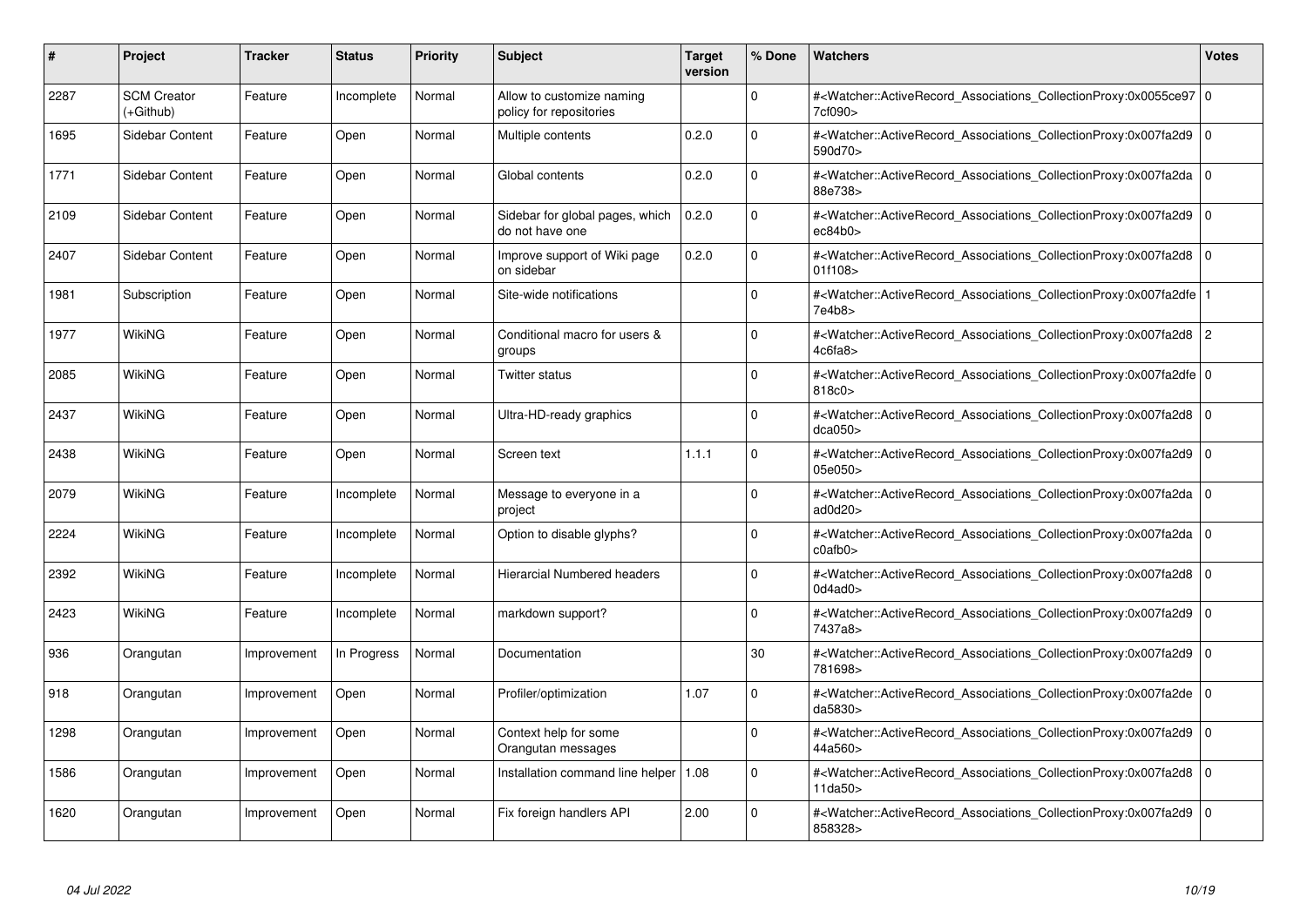| # | Project | Tracker | Status | Priority | Subject | Target version | % Done | Watchers | Votes |
|---|---|---|---|---|---|---|---|---|---|
| 2287 | SCM Creator (+Github) | Feature | Incomplete | Normal | Allow to customize naming policy for repositories | | 0 | #<Watcher::ActiveRecord_Associations_CollectionProxy:0x0055ce977cf090> | 0 |
| 1695 | Sidebar Content | Feature | Open | Normal | Multiple contents | 0.2.0 | 0 | #<Watcher::ActiveRecord_Associations_CollectionProxy:0x007fa2d9590d70> | 0 |
| 1771 | Sidebar Content | Feature | Open | Normal | Global contents | 0.2.0 | 0 | #<Watcher::ActiveRecord_Associations_CollectionProxy:0x007fa2da88e738> | 0 |
| 2109 | Sidebar Content | Feature | Open | Normal | Sidebar for global pages, which do not have one | 0.2.0 | 0 | #<Watcher::ActiveRecord_Associations_CollectionProxy:0x007fa2d9ec84b0> | 0 |
| 2407 | Sidebar Content | Feature | Open | Normal | Improve support of Wiki page on sidebar | 0.2.0 | 0 | #<Watcher::ActiveRecord_Associations_CollectionProxy:0x007fa2d801f108> | 0 |
| 1981 | Subscription | Feature | Open | Normal | Site-wide notifications | | 0 | #<Watcher::ActiveRecord_Associations_CollectionProxy:0x007fa2dfe7e4b8> | 1 |
| 1977 | WikiNG | Feature | Open | Normal | Conditional macro for users & groups | | 0 | #<Watcher::ActiveRecord_Associations_CollectionProxy:0x007fa2d84c6fa8> | 2 |
| 2085 | WikiNG | Feature | Open | Normal | Twitter status | | 0 | #<Watcher::ActiveRecord_Associations_CollectionProxy:0x007fa2dfe818c0> | 0 |
| 2437 | WikiNG | Feature | Open | Normal | Ultra-HD-ready graphics | | 0 | #<Watcher::ActiveRecord_Associations_CollectionProxy:0x007fa2d8dca050> | 0 |
| 2438 | WikiNG | Feature | Open | Normal | Screen text | 1.1.1 | 0 | #<Watcher::ActiveRecord_Associations_CollectionProxy:0x007fa2d905e050> | 0 |
| 2079 | WikiNG | Feature | Incomplete | Normal | Message to everyone in a project | | 0 | #<Watcher::ActiveRecord_Associations_CollectionProxy:0x007fa2daad0d20> | 0 |
| 2224 | WikiNG | Feature | Incomplete | Normal | Option to disable glyphs? | | 0 | #<Watcher::ActiveRecord_Associations_CollectionProxy:0x007fa2dac0afb0> | 0 |
| 2392 | WikiNG | Feature | Incomplete | Normal | Hierarcial Numbered headers | | 0 | #<Watcher::ActiveRecord_Associations_CollectionProxy:0x007fa2d80d4ad0> | 0 |
| 2423 | WikiNG | Feature | Incomplete | Normal | markdown support? | | 0 | #<Watcher::ActiveRecord_Associations_CollectionProxy:0x007fa2d97437a8> | 0 |
| 936 | Orangutan | Improvement | In Progress | Normal | Documentation | | 30 | #<Watcher::ActiveRecord_Associations_CollectionProxy:0x007fa2d9781698> | 0 |
| 918 | Orangutan | Improvement | Open | Normal | Profiler/optimization | 1.07 | 0 | #<Watcher::ActiveRecord_Associations_CollectionProxy:0x007fa2deda5830> | 0 |
| 1298 | Orangutan | Improvement | Open | Normal | Context help for some Orangutan messages | | 0 | #<Watcher::ActiveRecord_Associations_CollectionProxy:0x007fa2d944a560> | 0 |
| 1586 | Orangutan | Improvement | Open | Normal | Installation command line helper | 1.08 | 0 | #<Watcher::ActiveRecord_Associations_CollectionProxy:0x007fa2d811da50> | 0 |
| 1620 | Orangutan | Improvement | Open | Normal | Fix foreign handlers API | 2.00 | 0 | #<Watcher::ActiveRecord_Associations_CollectionProxy:0x007fa2d9858328> | 0 |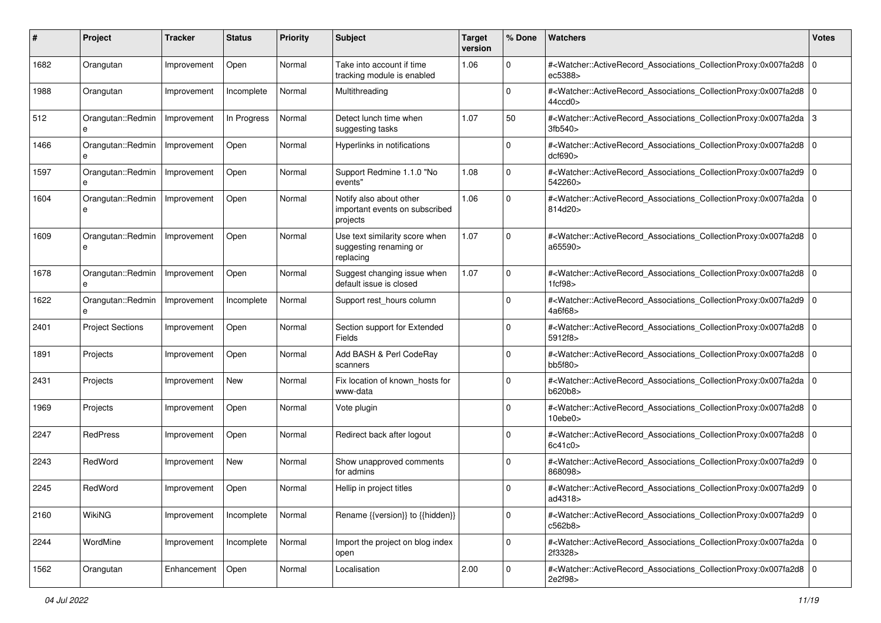| # | Project | Tracker | Status | Priority | Subject | Target version | % Done | Watchers | Votes |
|---|---|---|---|---|---|---|---|---|---|
| 1682 | Orangutan | Improvement | Open | Normal | Take into account if time tracking module is enabled | 1.06 | 0 | #<Watcher::ActiveRecord_Associations_CollectionProxy:0x007fa2d8ec5388> | 0 |
| 1988 | Orangutan | Improvement | Incomplete | Normal | Multithreading | | 0 | #<Watcher::ActiveRecord_Associations_CollectionProxy:0x007fa2d844ccd0> | 0 |
| 512 | Orangutan::Redmine | Improvement | In Progress | Normal | Detect lunch time when suggesting tasks | 1.07 | 50 | #<Watcher::ActiveRecord_Associations_CollectionProxy:0x007fa2da3fb540> | 3 |
| 1466 | Orangutan::Redmine | Improvement | Open | Normal | Hyperlinks in notifications | | 0 | #<Watcher::ActiveRecord_Associations_CollectionProxy:0x007fa2d8dcf690> | 0 |
| 1597 | Orangutan::Redmine | Improvement | Open | Normal | Support Redmine 1.1.0 "No events" | 1.08 | 0 | #<Watcher::ActiveRecord_Associations_CollectionProxy:0x007fa2d9542260> | 0 |
| 1604 | Orangutan::Redmine | Improvement | Open | Normal | Notify also about other important events on subscribed projects | 1.06 | 0 | #<Watcher::ActiveRecord_Associations_CollectionProxy:0x007fa2da814d20> | 0 |
| 1609 | Orangutan::Redmine | Improvement | Open | Normal | Use text similarity score when suggesting renaming or replacing | 1.07 | 0 | #<Watcher::ActiveRecord_Associations_CollectionProxy:0x007fa2d8a65590> | 0 |
| 1678 | Orangutan::Redmine | Improvement | Open | Normal | Suggest changing issue when default issue is closed | 1.07 | 0 | #<Watcher::ActiveRecord_Associations_CollectionProxy:0x007fa2d81fcf98> | 0 |
| 1622 | Orangutan::Redmine | Improvement | Incomplete | Normal | Support rest_hours column | | 0 | #<Watcher::ActiveRecord_Associations_CollectionProxy:0x007fa2d94a6f68> | 0 |
| 2401 | Project Sections | Improvement | Open | Normal | Section support for Extended Fields | | 0 | #<Watcher::ActiveRecord_Associations_CollectionProxy:0x007fa2d85912f8> | 0 |
| 1891 | Projects | Improvement | Open | Normal | Add BASH & Perl CodeRay scanners | | 0 | #<Watcher::ActiveRecord_Associations_CollectionProxy:0x007fa2d8bb5f80> | 0 |
| 2431 | Projects | Improvement | New | Normal | Fix location of known_hosts for www-data | | 0 | #<Watcher::ActiveRecord_Associations_CollectionProxy:0x007fa2dab620b8> | 0 |
| 1969 | Projects | Improvement | Open | Normal | Vote plugin | | 0 | #<Watcher::ActiveRecord_Associations_CollectionProxy:0x007fa2d810ebe0> | 0 |
| 2247 | RedPress | Improvement | Open | Normal | Redirect back after logout | | 0 | #<Watcher::ActiveRecord_Associations_CollectionProxy:0x007fa2d86c41c0> | 0 |
| 2243 | RedWord | Improvement | New | Normal | Show unapproved comments for admins | | 0 | #<Watcher::ActiveRecord_Associations_CollectionProxy:0x007fa2d9868098> | 0 |
| 2245 | RedWord | Improvement | Open | Normal | Hellip in project titles | | 0 | #<Watcher::ActiveRecord_Associations_CollectionProxy:0x007fa2d9ad4318> | 0 |
| 2160 | WikiNG | Improvement | Incomplete | Normal | Rename {{version}} to {{hidden}} | | 0 | #<Watcher::ActiveRecord_Associations_CollectionProxy:0x007fa2d9c562b8> | 0 |
| 2244 | WordMine | Improvement | Incomplete | Normal | Import the project on blog index open | | 0 | #<Watcher::ActiveRecord_Associations_CollectionProxy:0x007fa2da2f3328> | 0 |
| 1562 | Orangutan | Enhancement | Open | Normal | Localisation | 2.00 | 0 | #<Watcher::ActiveRecord_Associations_CollectionProxy:0x007fa2d82e2f98> | 0 |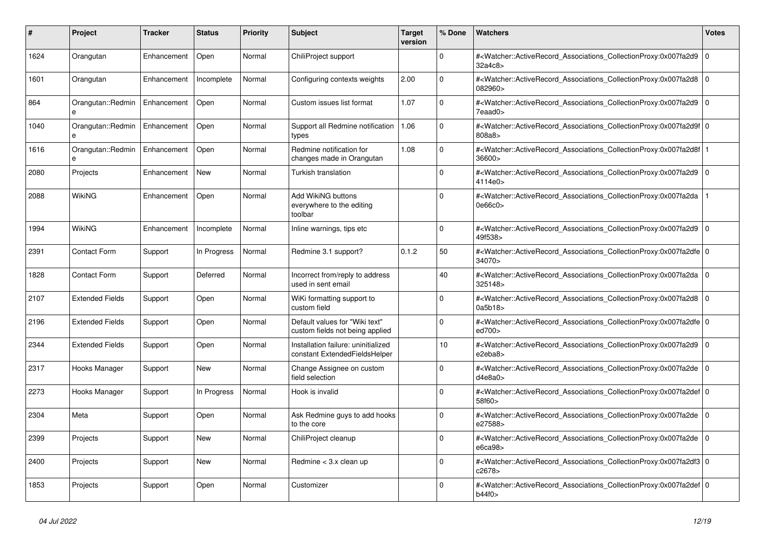| # | Project | Tracker | Status | Priority | Subject | Target version | % Done | Watchers | Votes |
|---|---|---|---|---|---|---|---|---|---|
| 1624 | Orangutan | Enhancement | Open | Normal | ChiliProject support | | 0 | #<Watcher::ActiveRecord_Associations_CollectionProxy:0x007fa2d932a4c8> | 0 |
| 1601 | Orangutan | Enhancement | Incomplete | Normal | Configuring contexts weights | 2.00 | 0 | #<Watcher::ActiveRecord_Associations_CollectionProxy:0x007fa2d8082960> | 0 |
| 864 | Orangutan::Redmine | Enhancement | Open | Normal | Custom issues list format | 1.07 | 0 | #<Watcher::ActiveRecord_Associations_CollectionProxy:0x007fa2d97eaad0> | 0 |
| 1040 | Orangutan::Redmine | Enhancement | Open | Normal | Support all Redmine notification types | 1.06 | 0 | #<Watcher::ActiveRecord_Associations_CollectionProxy:0x007fa2d9f808a8> | 0 |
| 1616 | Orangutan::Redmine | Enhancement | Open | Normal | Redmine notification for changes made in Orangutan | 1.08 | 0 | #<Watcher::ActiveRecord_Associations_CollectionProxy:0x007fa2d8f36600> | 1 |
| 2080 | Projects | Enhancement | New | Normal | Turkish translation | | 0 | #<Watcher::ActiveRecord_Associations_CollectionProxy:0x007fa2d94114e0> | 0 |
| 2088 | WikiNG | Enhancement | Open | Normal | Add WikiNG buttons everywhere to the editing toolbar | | 0 | #<Watcher::ActiveRecord_Associations_CollectionProxy:0x007fa2da0e66c0> | 1 |
| 1994 | WikiNG | Enhancement | Incomplete | Normal | Inline warnings, tips etc | | 0 | #<Watcher::ActiveRecord_Associations_CollectionProxy:0x007fa2d949f538> | 0 |
| 2391 | Contact Form | Support | In Progress | Normal | Redmine 3.1 support? | 0.1.2 | 50 | #<Watcher::ActiveRecord_Associations_CollectionProxy:0x007fa2dfe34070> | 0 |
| 1828 | Contact Form | Support | Deferred | Normal | Incorrect from/reply to address used in sent email | | 40 | #<Watcher::ActiveRecord_Associations_CollectionProxy:0x007fa2da325148> | 0 |
| 2107 | Extended Fields | Support | Open | Normal | WiKi formatting support to custom field | | 0 | #<Watcher::ActiveRecord_Associations_CollectionProxy:0x007fa2d80a5b18> | 0 |
| 2196 | Extended Fields | Support | Open | Normal | Default values for "Wiki text" custom fields not being applied | | 0 | #<Watcher::ActiveRecord_Associations_CollectionProxy:0x007fa2dfeed700> | 0 |
| 2344 | Extended Fields | Support | Open | Normal | Installation failure: uninitialized constant ExtendedFieldsHelper | | 10 | #<Watcher::ActiveRecord_Associations_CollectionProxy:0x007fa2d9e2eba8> | 0 |
| 2317 | Hooks Manager | Support | New | Normal | Change Assignee on custom field selection | | 0 | #<Watcher::ActiveRecord_Associations_CollectionProxy:0x007fa2ded4e8a0> | 0 |
| 2273 | Hooks Manager | Support | In Progress | Normal | Hook is invalid | | 0 | #<Watcher::ActiveRecord_Associations_CollectionProxy:0x007fa2def58f60> | 0 |
| 2304 | Meta | Support | Open | Normal | Ask Redmine guys to add hooks to the core | | 0 | #<Watcher::ActiveRecord_Associations_CollectionProxy:0x007fa2dee27588> | 0 |
| 2399 | Projects | Support | New | Normal | ChiliProject cleanup | | 0 | #<Watcher::ActiveRecord_Associations_CollectionProxy:0x007fa2dee6ca98> | 0 |
| 2400 | Projects | Support | New | Normal | Redmine < 3.x clean up | | 0 | #<Watcher::ActiveRecord_Associations_CollectionProxy:0x007fa2df3c2678> | 0 |
| 1853 | Projects | Support | Open | Normal | Customizer | | 0 | #<Watcher::ActiveRecord_Associations_CollectionProxy:0x007fa2defb44f0> | 0 |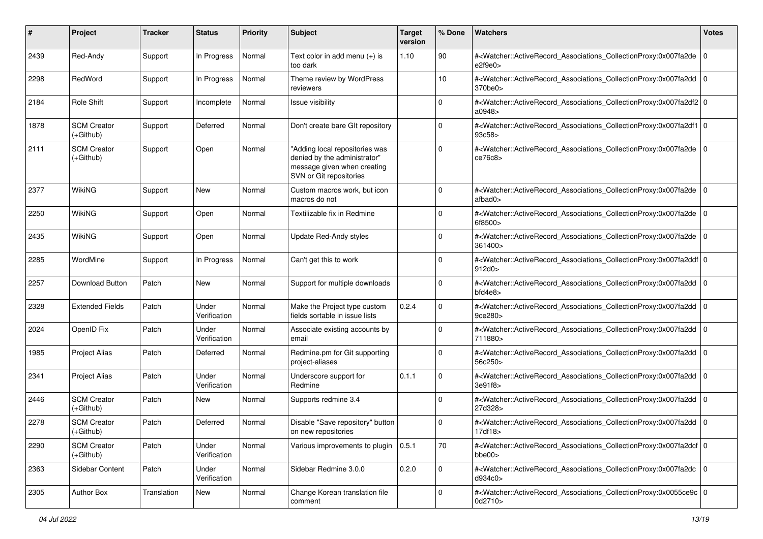| # | Project | Tracker | Status | Priority | Subject | Target version | % Done | Watchers | Votes |
|---|---|---|---|---|---|---|---|---|---|
| 2439 | Red-Andy | Support | In Progress | Normal | Text color in add menu (+) is too dark | 1.10 | 90 | #<Watcher::ActiveRecord_Associations_CollectionProxy:0x007fa2de e2f9e0> | 0 |
| 2298 | RedWord | Support | In Progress | Normal | Theme review by WordPress reviewers | | 10 | #<Watcher::ActiveRecord_Associations_CollectionProxy:0x007fa2dd 370be0> | 0 |
| 2184 | Role Shift | Support | Incomplete | Normal | Issue visibility | | 0 | #<Watcher::ActiveRecord_Associations_CollectionProxy:0x007fa2df2 a0948> | 0 |
| 1878 | SCM Creator (+Github) | Support | Deferred | Normal | Don't create bare GIt repository | | 0 | #<Watcher::ActiveRecord_Associations_CollectionProxy:0x007fa2df1 93c58> | 0 |
| 2111 | SCM Creator (+Github) | Support | Open | Normal | "Adding local repositories was denied by the administrator" message given when creating SVN or Git repositories | | 0 | #<Watcher::ActiveRecord_Associations_CollectionProxy:0x007fa2de ce76c8> | 0 |
| 2377 | WikiNG | Support | New | Normal | Custom macros work, but icon macros do not | | 0 | #<Watcher::ActiveRecord_Associations_CollectionProxy:0x007fa2de afbad0> | 0 |
| 2250 | WikiNG | Support | Open | Normal | Textilizable fix in Redmine | | 0 | #<Watcher::ActiveRecord_Associations_CollectionProxy:0x007fa2de 6f8500> | 0 |
| 2435 | WikiNG | Support | Open | Normal | Update Red-Andy styles | | 0 | #<Watcher::ActiveRecord_Associations_CollectionProxy:0x007fa2de 361400> | 0 |
| 2285 | WordMine | Support | In Progress | Normal | Can't get this to work | | 0 | #<Watcher::ActiveRecord_Associations_CollectionProxy:0x007fa2ddf 912d0> | 0 |
| 2257 | Download Button | Patch | New | Normal | Support for multiple downloads | | 0 | #<Watcher::ActiveRecord_Associations_CollectionProxy:0x007fa2dd bfd4e8> | 0 |
| 2328 | Extended Fields | Patch | Under Verification | Normal | Make the Project type custom fields sortable in issue lists | 0.2.4 | 0 | #<Watcher::ActiveRecord_Associations_CollectionProxy:0x007fa2dd 9ce280> | 0 |
| 2024 | OpenID Fix | Patch | Under Verification | Normal | Associate existing accounts by email | | 0 | #<Watcher::ActiveRecord_Associations_CollectionProxy:0x007fa2dd 711880> | 0 |
| 1985 | Project Alias | Patch | Deferred | Normal | Redmine.pm for Git supporting project-aliases | | 0 | #<Watcher::ActiveRecord_Associations_CollectionProxy:0x007fa2dd 56c250> | 0 |
| 2341 | Project Alias | Patch | Under Verification | Normal | Underscore support for Redmine | 0.1.1 | 0 | #<Watcher::ActiveRecord_Associations_CollectionProxy:0x007fa2dd 3e91f8> | 0 |
| 2446 | SCM Creator (+Github) | Patch | New | Normal | Supports redmine 3.4 | | 0 | #<Watcher::ActiveRecord_Associations_CollectionProxy:0x007fa2dd 27d328> | 0 |
| 2278 | SCM Creator (+Github) | Patch | Deferred | Normal | Disable "Save repository" button on new repositories | | 0 | #<Watcher::ActiveRecord_Associations_CollectionProxy:0x007fa2dd 17df18> | 0 |
| 2290 | SCM Creator (+Github) | Patch | Under Verification | Normal | Various improvements to plugin | 0.5.1 | 70 | #<Watcher::ActiveRecord_Associations_CollectionProxy:0x007fa2dcf bbe00> | 0 |
| 2363 | Sidebar Content | Patch | Under Verification | Normal | Sidebar Redmine 3.0.0 | 0.2.0 | 0 | #<Watcher::ActiveRecord_Associations_CollectionProxy:0x007fa2dc d934c0> | 0 |
| 2305 | Author Box | Translation | New | Normal | Change Korean translation file comment | | 0 | #<Watcher::ActiveRecord_Associations_CollectionProxy:0x0055ce9c 0d2710> | 0 |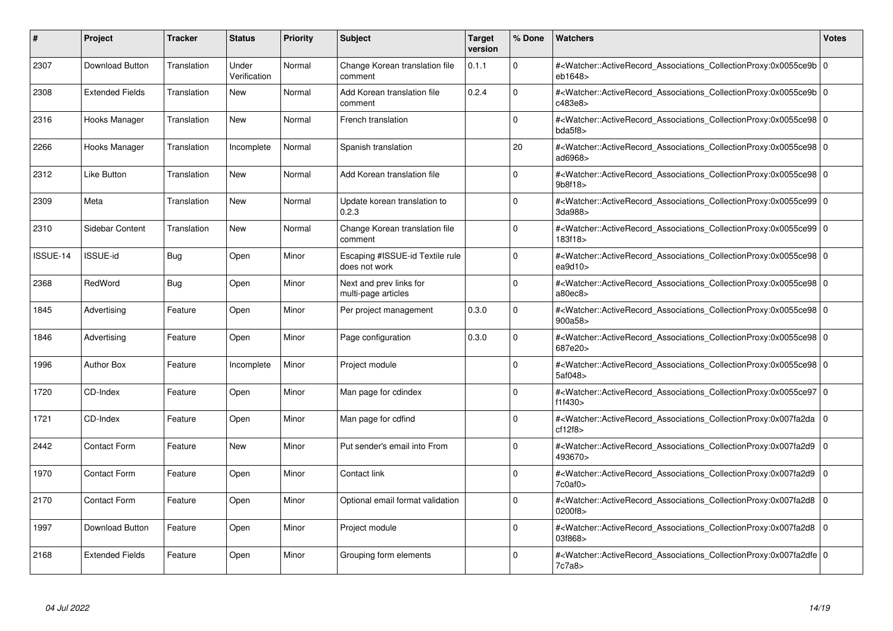| # | Project | Tracker | Status | Priority | Subject | Target version | % Done | Watchers | Votes |
|---|---|---|---|---|---|---|---|---|---|
| 2307 | Download Button | Translation | Under Verification | Normal | Change Korean translation file comment | 0.1.1 | 0 | #<Watcher::ActiveRecord_Associations_CollectionProxy:0x0055ce9beb1648> | 0 |
| 2308 | Extended Fields | Translation | New | Normal | Add Korean translation file comment | 0.2.4 | 0 | #<Watcher::ActiveRecord_Associations_CollectionProxy:0x0055ce9bc483e8> | 0 |
| 2316 | Hooks Manager | Translation | New | Normal | French translation | | 0 | #<Watcher::ActiveRecord_Associations_CollectionProxy:0x0055ce98bda5f8> | 0 |
| 2266 | Hooks Manager | Translation | Incomplete | Normal | Spanish translation | | 20 | #<Watcher::ActiveRecord_Associations_CollectionProxy:0x0055ce98ad6968> | 0 |
| 2312 | Like Button | Translation | New | Normal | Add Korean translation file | | 0 | #<Watcher::ActiveRecord_Associations_CollectionProxy:0x0055ce989b8f18> | 0 |
| 2309 | Meta | Translation | New | Normal | Update korean translation to 0.2.3 | | 0 | #<Watcher::ActiveRecord_Associations_CollectionProxy:0x0055ce993da988> | 0 |
| 2310 | Sidebar Content | Translation | New | Normal | Change Korean translation file comment | | 0 | #<Watcher::ActiveRecord_Associations_CollectionProxy:0x0055ce99183f18> | 0 |
| ISSUE-14 | ISSUE-id | Bug | Open | Minor | Escaping #ISSUE-id Textile rule does not work | | 0 | #<Watcher::ActiveRecord_Associations_CollectionProxy:0x0055ce98ea9d10> | 0 |
| 2368 | RedWord | Bug | Open | Minor | Next and prev links for multi-page articles | | 0 | #<Watcher::ActiveRecord_Associations_CollectionProxy:0x0055ce98a80ec8> | 0 |
| 1845 | Advertising | Feature | Open | Minor | Per project management | 0.3.0 | 0 | #<Watcher::ActiveRecord_Associations_CollectionProxy:0x0055ce98900a58> | 0 |
| 1846 | Advertising | Feature | Open | Minor | Page configuration | 0.3.0 | 0 | #<Watcher::ActiveRecord_Associations_CollectionProxy:0x0055ce98687e20> | 0 |
| 1996 | Author Box | Feature | Incomplete | Minor | Project module | | 0 | #<Watcher::ActiveRecord_Associations_CollectionProxy:0x0055ce985af048> | 0 |
| 1720 | CD-Index | Feature | Open | Minor | Man page for cdindex | | 0 | #<Watcher::ActiveRecord_Associations_CollectionProxy:0x0055ce97f1f430> | 0 |
| 1721 | CD-Index | Feature | Open | Minor | Man page for cdfind | | 0 | #<Watcher::ActiveRecord_Associations_CollectionProxy:0x007fa2dacf12f8> | 0 |
| 2442 | Contact Form | Feature | New | Minor | Put sender's email into From | | 0 | #<Watcher::ActiveRecord_Associations_CollectionProxy:0x007fa2d9493670> | 0 |
| 1970 | Contact Form | Feature | Open | Minor | Contact link | | 0 | #<Watcher::ActiveRecord_Associations_CollectionProxy:0x007fa2d97c0af0> | 0 |
| 2170 | Contact Form | Feature | Open | Minor | Optional email format validation | | 0 | #<Watcher::ActiveRecord_Associations_CollectionProxy:0x007fa2d80200f8> | 0 |
| 1997 | Download Button | Feature | Open | Minor | Project module | | 0 | #<Watcher::ActiveRecord_Associations_CollectionProxy:0x007fa2d803f868> | 0 |
| 2168 | Extended Fields | Feature | Open | Minor | Grouping form elements | | 0 | #<Watcher::ActiveRecord_Associations_CollectionProxy:0x007fa2dfe7c7a8> | 0 |

*04 Jul 2022*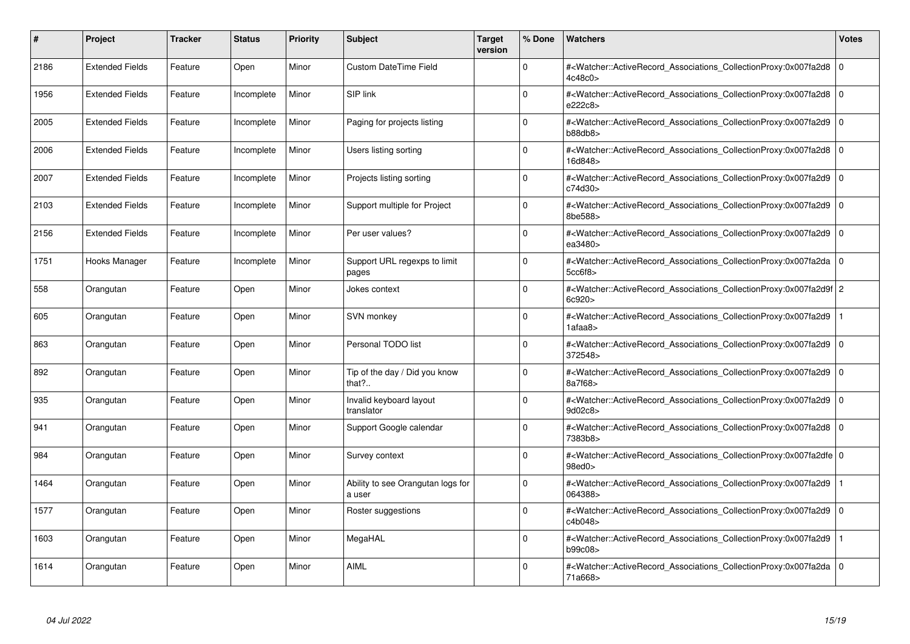| # | Project | Tracker | Status | Priority | Subject | Target version | % Done | Watchers | Votes |
|---|---|---|---|---|---|---|---|---|---|
| 2186 | Extended Fields | Feature | Open | Minor | Custom DateTime Field | | 0 | #<Watcher::ActiveRecord_Associations_CollectionProxy:0x007fa2d84c48c0> | 0 |
| 1956 | Extended Fields | Feature | Incomplete | Minor | SIP link | | 0 | #<Watcher::ActiveRecord_Associations_CollectionProxy:0x007fa2d8e222c8> | 0 |
| 2005 | Extended Fields | Feature | Incomplete | Minor | Paging for projects listing | | 0 | #<Watcher::ActiveRecord_Associations_CollectionProxy:0x007fa2d9b88db8> | 0 |
| 2006 | Extended Fields | Feature | Incomplete | Minor | Users listing sorting | | 0 | #<Watcher::ActiveRecord_Associations_CollectionProxy:0x007fa2d816d848> | 0 |
| 2007 | Extended Fields | Feature | Incomplete | Minor | Projects listing sorting | | 0 | #<Watcher::ActiveRecord_Associations_CollectionProxy:0x007fa2d9c74d30> | 0 |
| 2103 | Extended Fields | Feature | Incomplete | Minor | Support multiple for Project | | 0 | #<Watcher::ActiveRecord_Associations_CollectionProxy:0x007fa2d98be588> | 0 |
| 2156 | Extended Fields | Feature | Incomplete | Minor | Per user values? | | 0 | #<Watcher::ActiveRecord_Associations_CollectionProxy:0x007fa2d9ea3480> | 0 |
| 1751 | Hooks Manager | Feature | Incomplete | Minor | Support URL regexps to limit pages | | 0 | #<Watcher::ActiveRecord_Associations_CollectionProxy:0x007fa2da5cc6f8> | 0 |
| 558 | Orangutan | Feature | Open | Minor | Jokes context | | 0 | #<Watcher::ActiveRecord_Associations_CollectionProxy:0x007fa2d9f6c920> | 2 |
| 605 | Orangutan | Feature | Open | Minor | SVN monkey | | 0 | #<Watcher::ActiveRecord_Associations_CollectionProxy:0x007fa2d91afaa8> | 1 |
| 863 | Orangutan | Feature | Open | Minor | Personal TODO list | | 0 | #<Watcher::ActiveRecord_Associations_CollectionProxy:0x007fa2d9372548> | 0 |
| 892 | Orangutan | Feature | Open | Minor | Tip of the day / Did you know that?.. | | 0 | #<Watcher::ActiveRecord_Associations_CollectionProxy:0x007fa2d98a7f68> | 0 |
| 935 | Orangutan | Feature | Open | Minor | Invalid keyboard layout translator | | 0 | #<Watcher::ActiveRecord_Associations_CollectionProxy:0x007fa2d99d02c8> | 0 |
| 941 | Orangutan | Feature | Open | Minor | Support Google calendar | | 0 | #<Watcher::ActiveRecord_Associations_CollectionProxy:0x007fa2d87383b8> | 0 |
| 984 | Orangutan | Feature | Open | Minor | Survey context | | 0 | #<Watcher::ActiveRecord_Associations_CollectionProxy:0x007fa2dfe98ed0> | 0 |
| 1464 | Orangutan | Feature | Open | Minor | Ability to see Orangutan logs for a user | | 0 | #<Watcher::ActiveRecord_Associations_CollectionProxy:0x007fa2d9064388> | 1 |
| 1577 | Orangutan | Feature | Open | Minor | Roster suggestions | | 0 | #<Watcher::ActiveRecord_Associations_CollectionProxy:0x007fa2d9c4b048> | 0 |
| 1603 | Orangutan | Feature | Open | Minor | MegaHAL | | 0 | #<Watcher::ActiveRecord_Associations_CollectionProxy:0x007fa2d9b99c08> | 1 |
| 1614 | Orangutan | Feature | Open | Minor | AIML | | 0 | #<Watcher::ActiveRecord_Associations_CollectionProxy:0x007fa2da71a668> | 0 |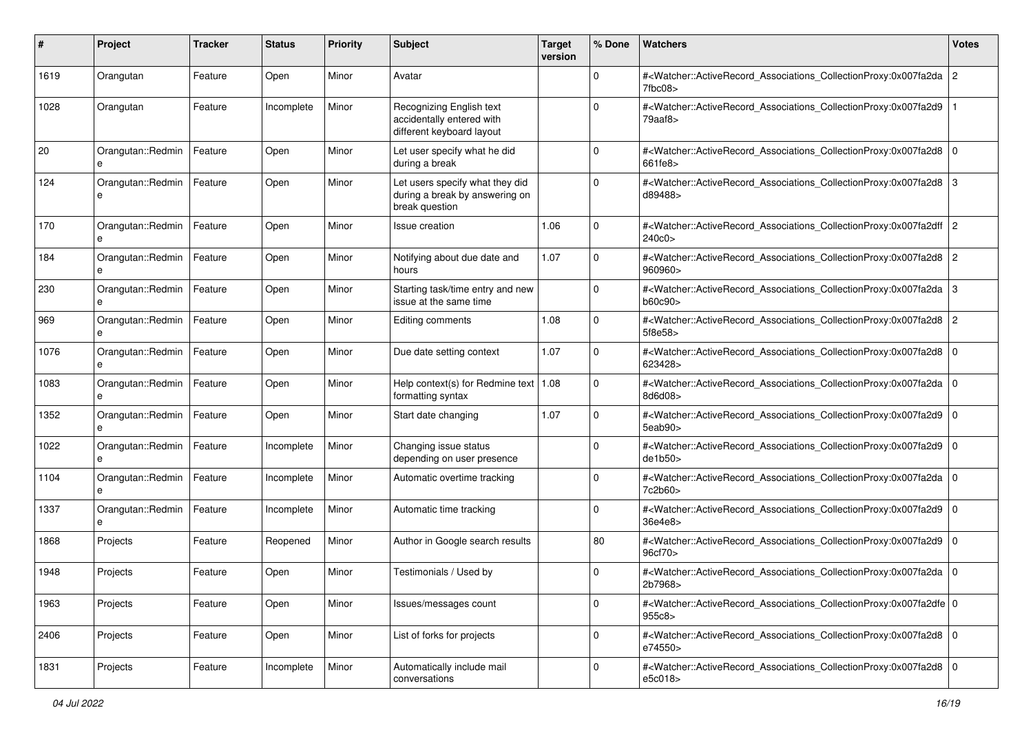| # | Project | Tracker | Status | Priority | Subject | Target version | % Done | Watchers | Votes |
|---|---|---|---|---|---|---|---|---|---|
| 1619 | Orangutan | Feature | Open | Minor | Avatar | | 0 | #<Watcher::ActiveRecord_Associations_CollectionProxy:0x007fa2da7fbc08> | 2 |
| 1028 | Orangutan | Feature | Incomplete | Minor | Recognizing English text accidentally entered with different keyboard layout | | 0 | #<Watcher::ActiveRecord_Associations_CollectionProxy:0x007fa2d979aaf8> | 1 |
| 20 | Orangutan::Redmine | Feature | Open | Minor | Let user specify what he did during a break | | 0 | #<Watcher::ActiveRecord_Associations_CollectionProxy:0x007fa2d8661fe8> | 0 |
| 124 | Orangutan::Redmine | Feature | Open | Minor | Let users specify what they did during a break by answering on break question | | 0 | #<Watcher::ActiveRecord_Associations_CollectionProxy:0x007fa2d8d89488> | 3 |
| 170 | Orangutan::Redmine | Feature | Open | Minor | Issue creation | 1.06 | 0 | #<Watcher::ActiveRecord_Associations_CollectionProxy:0x007fa2dff240c0> | 2 |
| 184 | Orangutan::Redmine | Feature | Open | Minor | Notifying about due date and hours | 1.07 | 0 | #<Watcher::ActiveRecord_Associations_CollectionProxy:0x007fa2d8960960> | 2 |
| 230 | Orangutan::Redmine | Feature | Open | Minor | Starting task/time entry and new issue at the same time | | 0 | #<Watcher::ActiveRecord_Associations_CollectionProxy:0x007fa2dab60c90> | 3 |
| 969 | Orangutan::Redmine | Feature | Open | Minor | Editing comments | 1.08 | 0 | #<Watcher::ActiveRecord_Associations_CollectionProxy:0x007fa2d85f8e58> | 2 |
| 1076 | Orangutan::Redmine | Feature | Open | Minor | Due date setting context | 1.07 | 0 | #<Watcher::ActiveRecord_Associations_CollectionProxy:0x007fa2d8623428> | 0 |
| 1083 | Orangutan::Redmine | Feature | Open | Minor | Help context(s) for Redmine text formatting syntax | 1.08 | 0 | #<Watcher::ActiveRecord_Associations_CollectionProxy:0x007fa2da8d6d08> | 0 |
| 1352 | Orangutan::Redmine | Feature | Open | Minor | Start date changing | 1.07 | 0 | #<Watcher::ActiveRecord_Associations_CollectionProxy:0x007fa2d95eab90> | 0 |
| 1022 | Orangutan::Redmine | Feature | Incomplete | Minor | Changing issue status depending on user presence | | 0 | #<Watcher::ActiveRecord_Associations_CollectionProxy:0x007fa2d9de1b50> | 0 |
| 1104 | Orangutan::Redmine | Feature | Incomplete | Minor | Automatic overtime tracking | | 0 | #<Watcher::ActiveRecord_Associations_CollectionProxy:0x007fa2da7c2b60> | 0 |
| 1337 | Orangutan::Redmine | Feature | Incomplete | Minor | Automatic time tracking | | 0 | #<Watcher::ActiveRecord_Associations_CollectionProxy:0x007fa2d936e4e8> | 0 |
| 1868 | Projects | Feature | Reopened | Minor | Author in Google search results | | 80 | #<Watcher::ActiveRecord_Associations_CollectionProxy:0x007fa2d996cf70> | 0 |
| 1948 | Projects | Feature | Open | Minor | Testimonials / Used by | | 0 | #<Watcher::ActiveRecord_Associations_CollectionProxy:0x007fa2da2b7968> | 0 |
| 1963 | Projects | Feature | Open | Minor | Issues/messages count | | 0 | #<Watcher::ActiveRecord_Associations_CollectionProxy:0x007fa2dfe955c8> | 0 |
| 2406 | Projects | Feature | Open | Minor | List of forks for projects | | 0 | #<Watcher::ActiveRecord_Associations_CollectionProxy:0x007fa2d8e74550> | 0 |
| 1831 | Projects | Feature | Incomplete | Minor | Automatically include mail conversations | | 0 | #<Watcher::ActiveRecord_Associations_CollectionProxy:0x007fa2d8e5c018> | 0 |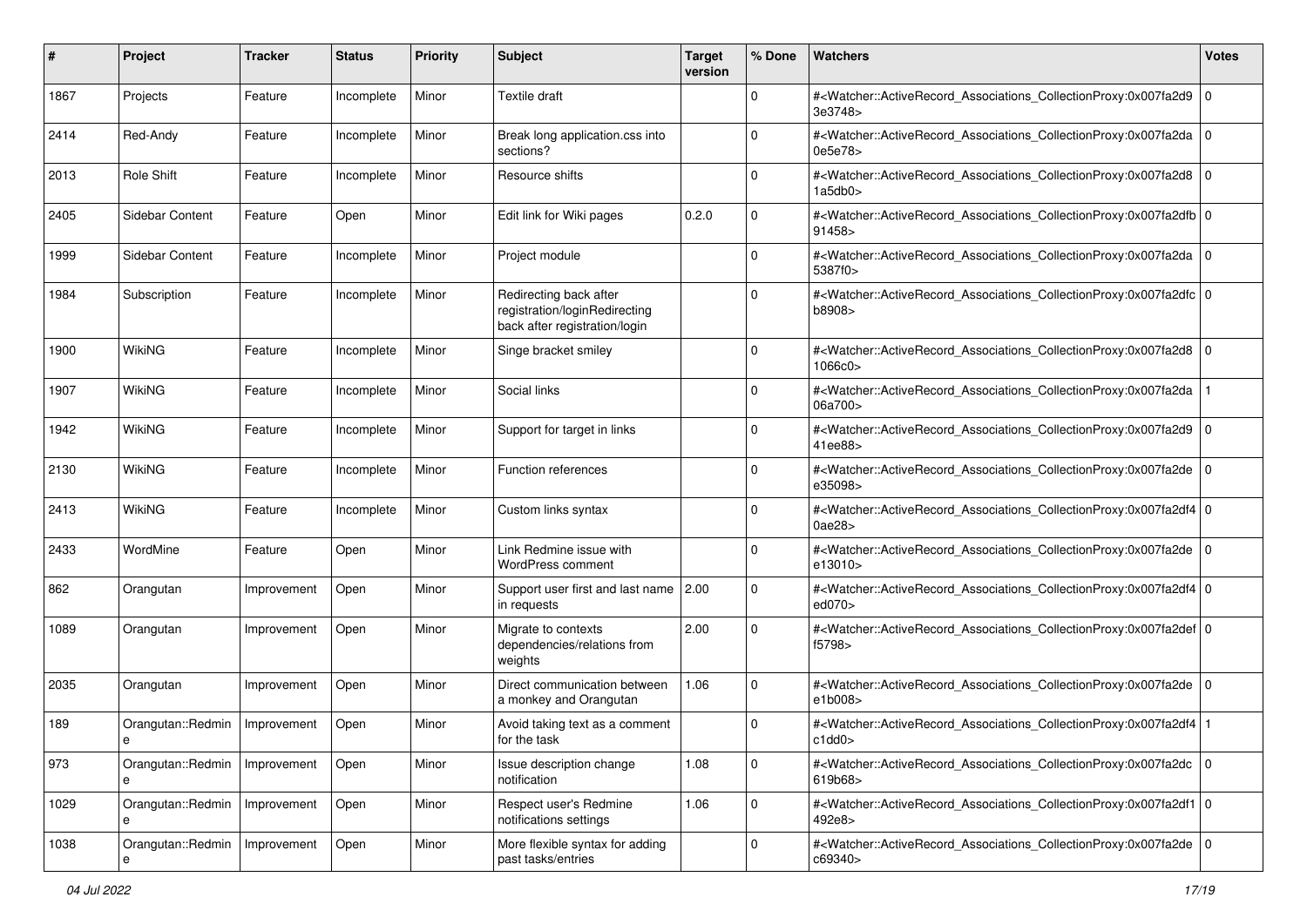| # | Project | Tracker | Status | Priority | Subject | Target version | % Done | Watchers | Votes |
|---|---|---|---|---|---|---|---|---|---|
| 1867 | Projects | Feature | Incomplete | Minor | Textile draft | | 0 | #<Watcher::ActiveRecord_Associations_CollectionProxy:0x007fa2d93e3748> | 0 |
| 2414 | Red-Andy | Feature | Incomplete | Minor | Break long application.css into sections? | | 0 | #<Watcher::ActiveRecord_Associations_CollectionProxy:0x007fa2da0e5e78> | 0 |
| 2013 | Role Shift | Feature | Incomplete | Minor | Resource shifts | | 0 | #<Watcher::ActiveRecord_Associations_CollectionProxy:0x007fa2d81a5db0> | 0 |
| 2405 | Sidebar Content | Feature | Open | Minor | Edit link for Wiki pages | 0.2.0 | 0 | #<Watcher::ActiveRecord_Associations_CollectionProxy:0x007fa2dfb91458> | 0 |
| 1999 | Sidebar Content | Feature | Incomplete | Minor | Project module | | 0 | #<Watcher::ActiveRecord_Associations_CollectionProxy:0x007fa2da5387f0> | 0 |
| 1984 | Subscription | Feature | Incomplete | Minor | Redirecting back after registration/loginRedirecting back after registration/login | | 0 | #<Watcher::ActiveRecord_Associations_CollectionProxy:0x007fa2dfcb8908> | 0 |
| 1900 | WikiNG | Feature | Incomplete | Minor | Singe bracket smiley | | 0 | #<Watcher::ActiveRecord_Associations_CollectionProxy:0x007fa2d81066c0> | 0 |
| 1907 | WikiNG | Feature | Incomplete | Minor | Social links | | 0 | #<Watcher::ActiveRecord_Associations_CollectionProxy:0x007fa2da06a700> | 1 |
| 1942 | WikiNG | Feature | Incomplete | Minor | Support for target in links | | 0 | #<Watcher::ActiveRecord_Associations_CollectionProxy:0x007fa2d941ee88> | 0 |
| 2130 | WikiNG | Feature | Incomplete | Minor | Function references | | 0 | #<Watcher::ActiveRecord_Associations_CollectionProxy:0x007fa2dee35098> | 0 |
| 2413 | WikiNG | Feature | Incomplete | Minor | Custom links syntax | | 0 | #<Watcher::ActiveRecord_Associations_CollectionProxy:0x007fa2df40ae28> | 0 |
| 2433 | WordMine | Feature | Open | Minor | Link Redmine issue with WordPress comment | | 0 | #<Watcher::ActiveRecord_Associations_CollectionProxy:0x007fa2dee13010> | 0 |
| 862 | Orangutan | Improvement | Open | Minor | Support user first and last name in requests | 2.00 | 0 | #<Watcher::ActiveRecord_Associations_CollectionProxy:0x007fa2df4ed070> | 0 |
| 1089 | Orangutan | Improvement | Open | Minor | Migrate to contexts dependencies/relations from weights | 2.00 | 0 | #<Watcher::ActiveRecord_Associations_CollectionProxy:0x007fa2deff5798> | 0 |
| 2035 | Orangutan | Improvement | Open | Minor | Direct communication between a monkey and Orangutan | 1.06 | 0 | #<Watcher::ActiveRecord_Associations_CollectionProxy:0x007fa2dee1b008> | 0 |
| 189 | Orangutan::Redmine | Improvement | Open | Minor | Avoid taking text as a comment for the task | | 0 | #<Watcher::ActiveRecord_Associations_CollectionProxy:0x007fa2df4c1dd0> | 1 |
| 973 | Orangutan::Redmine | Improvement | Open | Minor | Issue description change notification | 1.08 | 0 | #<Watcher::ActiveRecord_Associations_CollectionProxy:0x007fa2dc619b68> | 0 |
| 1029 | Orangutan::Redmine | Improvement | Open | Minor | Respect user's Redmine notifications settings | 1.06 | 0 | #<Watcher::ActiveRecord_Associations_CollectionProxy:0x007fa2df1492e8> | 0 |
| 1038 | Orangutan::Redmine | Improvement | Open | Minor | More flexible syntax for adding past tasks/entries | | 0 | #<Watcher::ActiveRecord_Associations_CollectionProxy:0x007fa2dec69340> | 0 |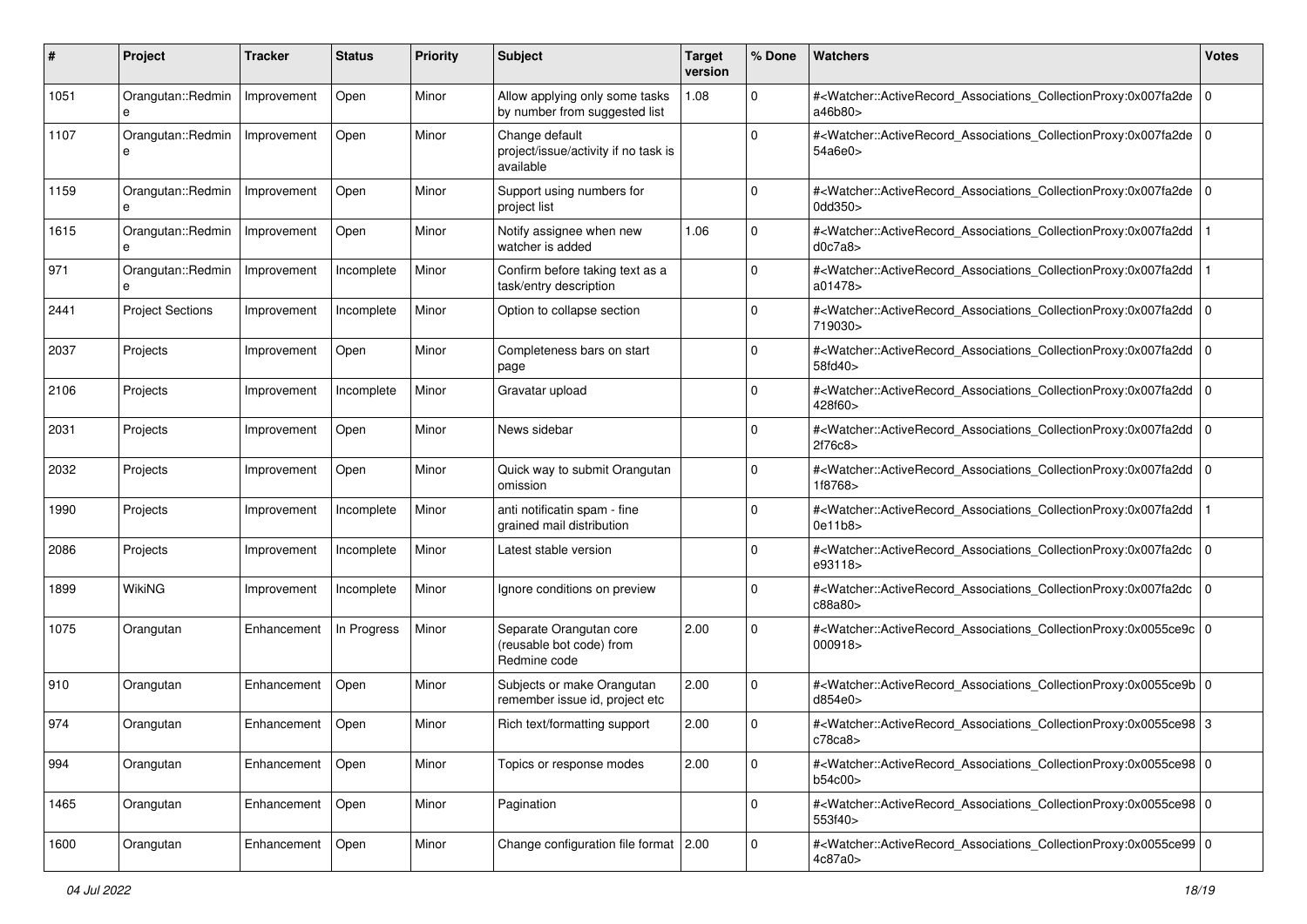| # | Project | Tracker | Status | Priority | Subject | Target version | % Done | Watchers | Votes |
|---|---|---|---|---|---|---|---|---|---|
| 1051 | Orangutan::Redmine | Improvement | Open | Minor | Allow applying only some tasks by number from suggested list | 1.08 | 0 | #<Watcher::ActiveRecord_Associations_CollectionProxy:0x007fa2dea46b80> | 0 |
| 1107 | Orangutan::Redmine | Improvement | Open | Minor | Change default project/issue/activity if no task is available | | 0 | #<Watcher::ActiveRecord_Associations_CollectionProxy:0x007fa2de54a6e0> | 0 |
| 1159 | Orangutan::Redmine | Improvement | Open | Minor | Support using numbers for project list | | 0 | #<Watcher::ActiveRecord_Associations_CollectionProxy:0x007fa2de0dd350> | 0 |
| 1615 | Orangutan::Redmine | Improvement | Open | Minor | Notify assignee when new watcher is added | 1.06 | 0 | #<Watcher::ActiveRecord_Associations_CollectionProxy:0x007fa2ddd0c7a8> | 1 |
| 971 | Orangutan::Redmine | Improvement | Incomplete | Minor | Confirm before taking text as a task/entry description | | 0 | #<Watcher::ActiveRecord_Associations_CollectionProxy:0x007fa2dda01478> | 1 |
| 2441 | Project Sections | Improvement | Incomplete | Minor | Option to collapse section | | 0 | #<Watcher::ActiveRecord_Associations_CollectionProxy:0x007fa2dd719030> | 0 |
| 2037 | Projects | Improvement | Open | Minor | Completeness bars on start page | | 0 | #<Watcher::ActiveRecord_Associations_CollectionProxy:0x007fa2dd58fd40> | 0 |
| 2106 | Projects | Improvement | Incomplete | Minor | Gravatar upload | | 0 | #<Watcher::ActiveRecord_Associations_CollectionProxy:0x007fa2dd428f60> | 0 |
| 2031 | Projects | Improvement | Open | Minor | News sidebar | | 0 | #<Watcher::ActiveRecord_Associations_CollectionProxy:0x007fa2dd2f76c8> | 0 |
| 2032 | Projects | Improvement | Open | Minor | Quick way to submit Orangutan omission | | 0 | #<Watcher::ActiveRecord_Associations_CollectionProxy:0x007fa2dd1f8768> | 0 |
| 1990 | Projects | Improvement | Incomplete | Minor | anti notificatin spam - fine grained mail distribution | | 0 | #<Watcher::ActiveRecord_Associations_CollectionProxy:0x007fa2dd0e11b8> | 1 |
| 2086 | Projects | Improvement | Incomplete | Minor | Latest stable version | | 0 | #<Watcher::ActiveRecord_Associations_CollectionProxy:0x007fa2dce93118> | 0 |
| 1899 | WikiNG | Improvement | Incomplete | Minor | Ignore conditions on preview | | 0 | #<Watcher::ActiveRecord_Associations_CollectionProxy:0x007fa2dcc88a80> | 0 |
| 1075 | Orangutan | Enhancement | In Progress | Minor | Separate Orangutan core (reusable bot code) from Redmine code | 2.00 | 0 | #<Watcher::ActiveRecord_Associations_CollectionProxy:0x0055ce9c000918> | 0 |
| 910 | Orangutan | Enhancement | Open | Minor | Subjects or make Orangutan remember issue id, project etc | 2.00 | 0 | #<Watcher::ActiveRecord_Associations_CollectionProxy:0x0055ce9bd854e0> | 0 |
| 974 | Orangutan | Enhancement | Open | Minor | Rich text/formatting support | 2.00 | 0 | #<Watcher::ActiveRecord_Associations_CollectionProxy:0x0055ce98c78ca8> | 3 |
| 994 | Orangutan | Enhancement | Open | Minor | Topics or response modes | 2.00 | 0 | #<Watcher::ActiveRecord_Associations_CollectionProxy:0x0055ce98b54c00> | 0 |
| 1465 | Orangutan | Enhancement | Open | Minor | Pagination | | 0 | #<Watcher::ActiveRecord_Associations_CollectionProxy:0x0055ce98553f40> | 0 |
| 1600 | Orangutan | Enhancement | Open | Minor | Change configuration file format | 2.00 | 0 | #<Watcher::ActiveRecord_Associations_CollectionProxy:0x0055ce994c87a0> | 0 |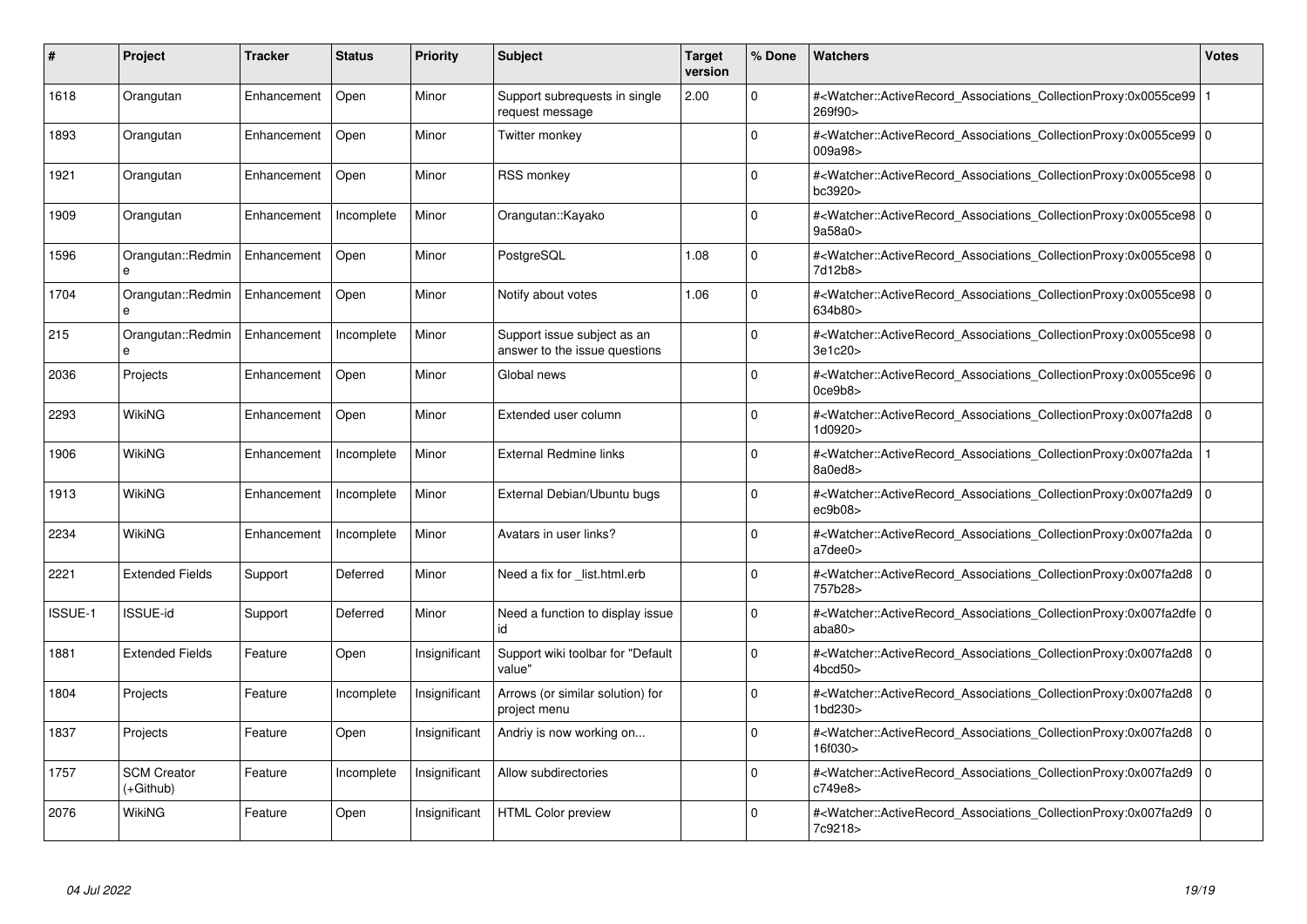| # | Project | Tracker | Status | Priority | Subject | Target version | % Done | Watchers | Votes |
|---|---|---|---|---|---|---|---|---|---|
| 1618 | Orangutan | Enhancement | Open | Minor | Support subrequests in single request message | 2.00 | 0 | #<Watcher::ActiveRecord_Associations_CollectionProxy:0x0055ce99269f90> | 1 |
| 1893 | Orangutan | Enhancement | Open | Minor | Twitter monkey | | 0 | #<Watcher::ActiveRecord_Associations_CollectionProxy:0x0055ce99009a98> | 0 |
| 1921 | Orangutan | Enhancement | Open | Minor | RSS monkey | | 0 | #<Watcher::ActiveRecord_Associations_CollectionProxy:0x0055ce98bc3920> | 0 |
| 1909 | Orangutan | Enhancement | Incomplete | Minor | Orangutan::Kayako | | 0 | #<Watcher::ActiveRecord_Associations_CollectionProxy:0x0055ce989a58a0> | 0 |
| 1596 | Orangutan::Redmine | Enhancement | Open | Minor | PostgreSQL | 1.08 | 0 | #<Watcher::ActiveRecord_Associations_CollectionProxy:0x0055ce987d12b8> | 0 |
| 1704 | Orangutan::Redmine | Enhancement | Open | Minor | Notify about votes | 1.06 | 0 | #<Watcher::ActiveRecord_Associations_CollectionProxy:0x0055ce98634b80> | 0 |
| 215 | Orangutan::Redmine | Enhancement | Incomplete | Minor | Support issue subject as an answer to the issue questions | | 0 | #<Watcher::ActiveRecord_Associations_CollectionProxy:0x0055ce983e1c20> | 0 |
| 2036 | Projects | Enhancement | Open | Minor | Global news | | 0 | #<Watcher::ActiveRecord_Associations_CollectionProxy:0x0055ce960ce9b8> | 0 |
| 2293 | WikiNG | Enhancement | Open | Minor | Extended user column | | 0 | #<Watcher::ActiveRecord_Associations_CollectionProxy:0x007fa2d81d0920> | 0 |
| 1906 | WikiNG | Enhancement | Incomplete | Minor | External Redmine links | | 0 | #<Watcher::ActiveRecord_Associations_CollectionProxy:0x007fa2da8a0ed8> | 1 |
| 1913 | WikiNG | Enhancement | Incomplete | Minor | External Debian/Ubuntu bugs | | 0 | #<Watcher::ActiveRecord_Associations_CollectionProxy:0x007fa2d9ec9b08> | 0 |
| 2234 | WikiNG | Enhancement | Incomplete | Minor | Avatars in user links? | | 0 | #<Watcher::ActiveRecord_Associations_CollectionProxy:0x007fa2daa7dee0> | 0 |
| 2221 | Extended Fields | Support | Deferred | Minor | Need a fix for _list.html.erb | | 0 | #<Watcher::ActiveRecord_Associations_CollectionProxy:0x007fa2d8757b28> | 0 |
| ISSUE-1 | ISSUE-id | Support | Deferred | Minor | Need a function to display issue id | | 0 | #<Watcher::ActiveRecord_Associations_CollectionProxy:0x007fa2dfeaba80> | 0 |
| 1881 | Extended Fields | Feature | Open | Insignificant | Support wiki toolbar for "Default value" | | 0 | #<Watcher::ActiveRecord_Associations_CollectionProxy:0x007fa2d84bcd50> | 0 |
| 1804 | Projects | Feature | Incomplete | Insignificant | Arrows (or similar solution) for project menu | | 0 | #<Watcher::ActiveRecord_Associations_CollectionProxy:0x007fa2d81bd230> | 0 |
| 1837 | Projects | Feature | Open | Insignificant | Andriy is now working on... | | 0 | #<Watcher::ActiveRecord_Associations_CollectionProxy:0x007fa2d816f030> | 0 |
| 1757 | SCM Creator (+Github) | Feature | Incomplete | Insignificant | Allow subdirectories | | 0 | #<Watcher::ActiveRecord_Associations_CollectionProxy:0x007fa2d9c749e8> | 0 |
| 2076 | WikiNG | Feature | Open | Insignificant | HTML Color preview | | 0 | #<Watcher::ActiveRecord_Associations_CollectionProxy:0x007fa2d97c9218> | 0 |

*04 Jul 2022*